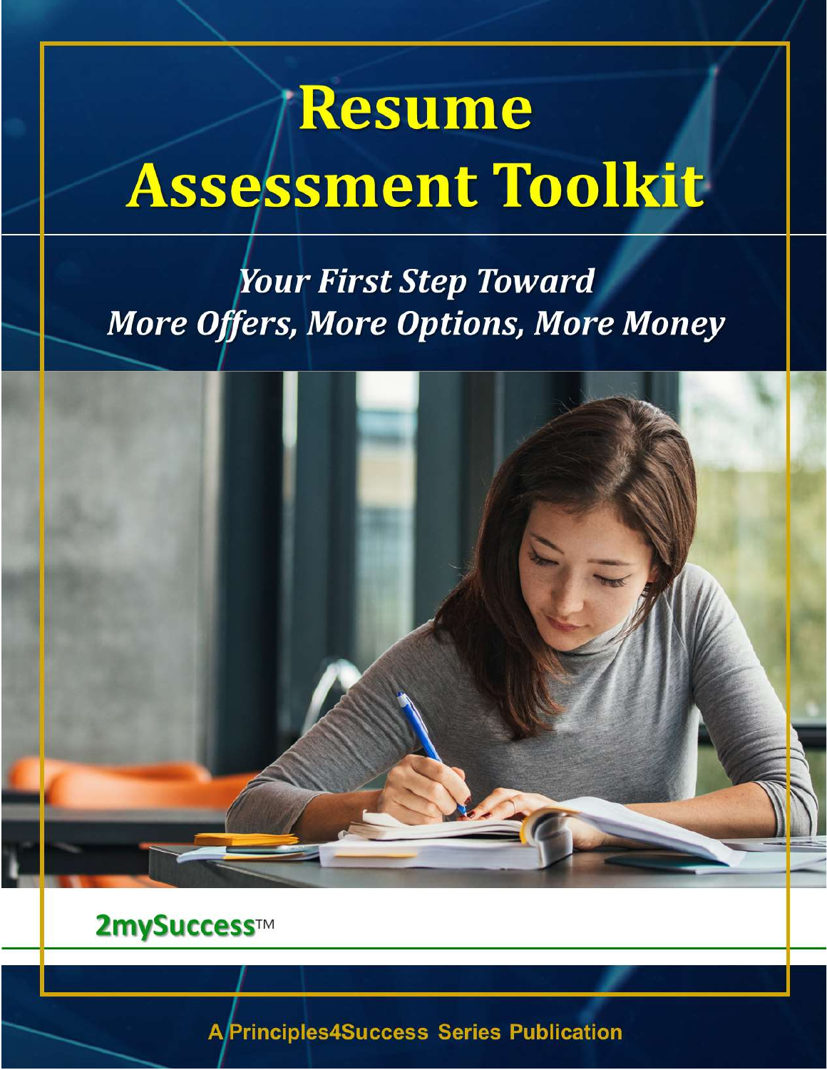# Resume Assessment Toolkit

## *Your First Step Toward More Offers, More Options, More Money*

**2mySuccess™**

A Principles4Success Series Publication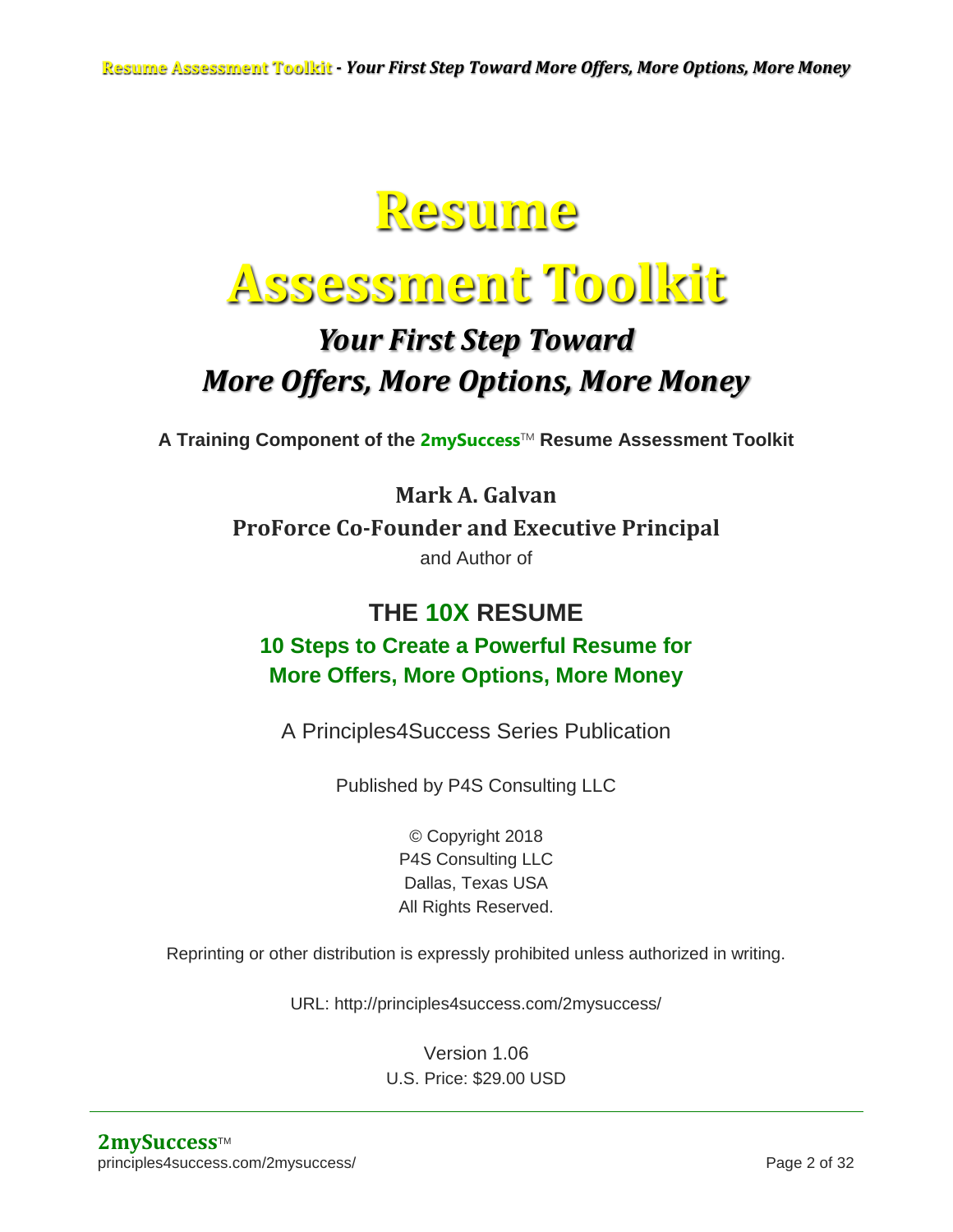# Resume Assessment Toolkit

## *Your First Step Toward More Offers, More Options, More Money*

**A Training Component of the 2mySuccess™ Resume Assessment Toolkit**

**Mark A. Galvan**

**ProForce Co-Founder and Executive Principal**

and Author of

## THE 10X RESUME

### 10 Steps to Create a Powerful Resume for More Offers, More Options, More Money

A Principles4Success Series Publication

Published by P4S Consulting LLC

© Copyright 2018
P4S Consulting LLC
Dallas, Texas USA
All Rights Reserved.

Reprinting or other distribution is expressly prohibited unless authorized in writing.

URL: http://principles4success.com/2mysuccess/

Version 1.06
U.S. Price: $29.00 USD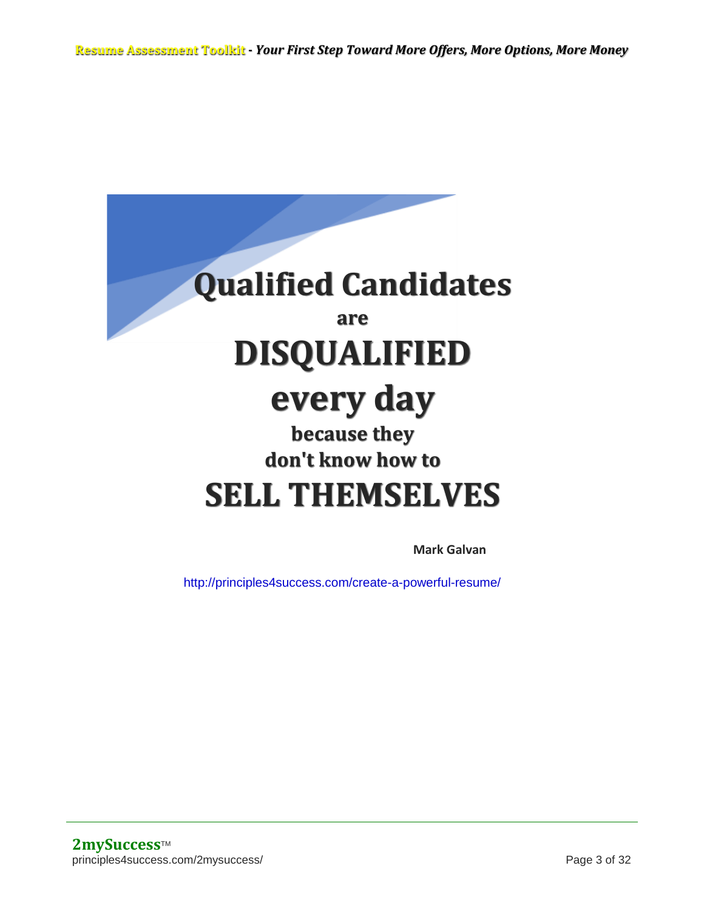# Qualified Candidates

## are

# DISQUALIFIED

# every day

## because they don't know how to

# SELL THEMSELVES

**Mark Galvan**

http://principles4success.com/create-a-powerful-resume/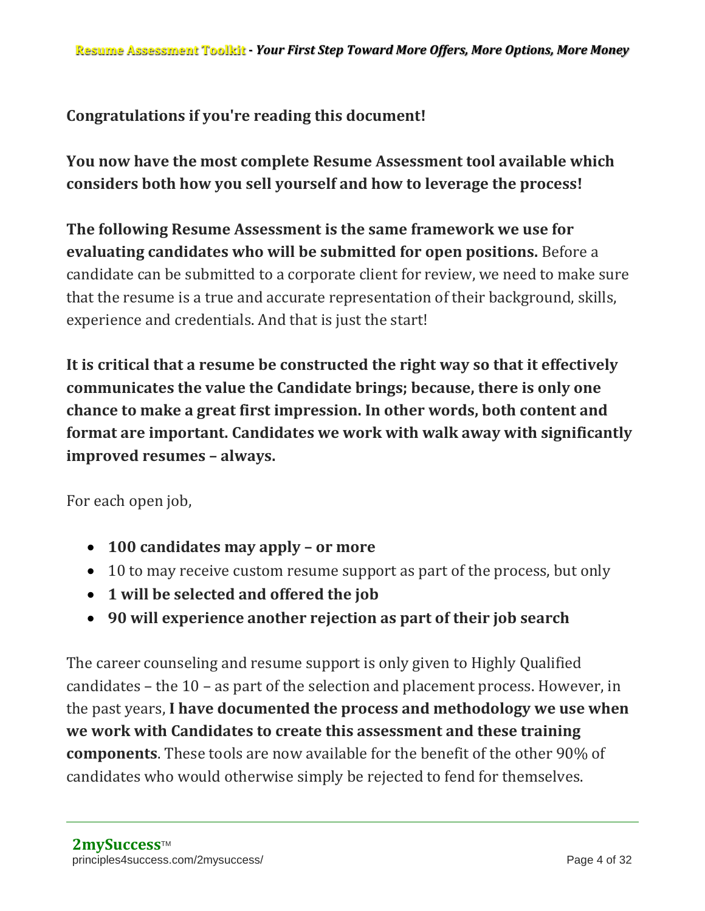**Congratulations if you're reading this document!**

**You now have the most complete Resume Assessment tool available which considers both how you sell yourself and how to leverage the process!**

**The following Resume Assessment is the same framework we use for evaluating candidates who will be submitted for open positions.** Before a candidate can be submitted to a corporate client for review, we need to make sure that the resume is a true and accurate representation of their background, skills, experience and credentials. And that is just the start!

**It is critical that a resume be constructed the right way so that it effectively communicates the value the Candidate brings; because, there is only one chance to make a great first impression. In other words, both content and format are important. Candidates we work with walk away with significantly improved resumes – always.**

For each open job,

- **100 candidates may apply – or more**
- 10 to may receive custom resume support as part of the process, but only
- **1 will be selected and offered the job**
- **90 will experience another rejection as part of their job search**

The career counseling and resume support is only given to Highly Qualified candidates – the 10 – as part of the selection and placement process. However, in the past years, **I have documented the process and methodology we use when we work with Candidates to create this assessment and these training components**. These tools are now available for the benefit of the other 90% of candidates who would otherwise simply be rejected to fend for themselves.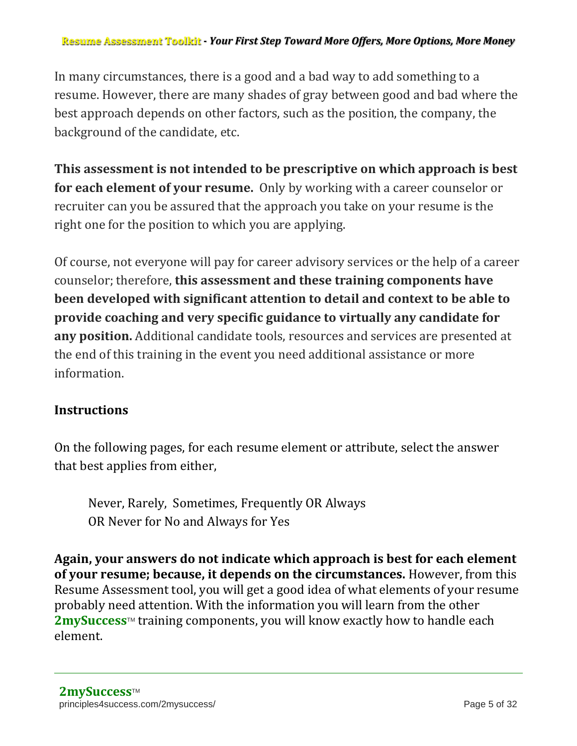In many circumstances, there is a good and a bad way to add something to a resume. However, there are many shades of gray between good and bad where the best approach depends on other factors, such as the position, the company, the background of the candidate, etc.

**This assessment is not intended to be prescriptive on which approach is best for each element of your resume.** Only by working with a career counselor or recruiter can you be assured that the approach you take on your resume is the right one for the position to which you are applying.

Of course, not everyone will pay for career advisory services or the help of a career counselor; therefore, **this assessment and these training components have been developed with significant attention to detail and context to be able to provide coaching and very specific guidance to virtually any candidate for any position.** Additional candidate tools, resources and services are presented at the end of this training in the event you need additional assistance or more information.

## Instructions

On the following pages, for each resume element or attribute, select the answer that best applies from either,

> Never, Rarely, Sometimes, Frequently OR Always
> OR Never for No and Always for Yes

**Again, your answers do not indicate which approach is best for each element of your resume; because, it depends on the circumstances.** However, from this Resume Assessment tool, you will get a good idea of what elements of your resume probably need attention. With the information you will learn from the other **2mySuccess**™ training components, you will know exactly how to handle each element.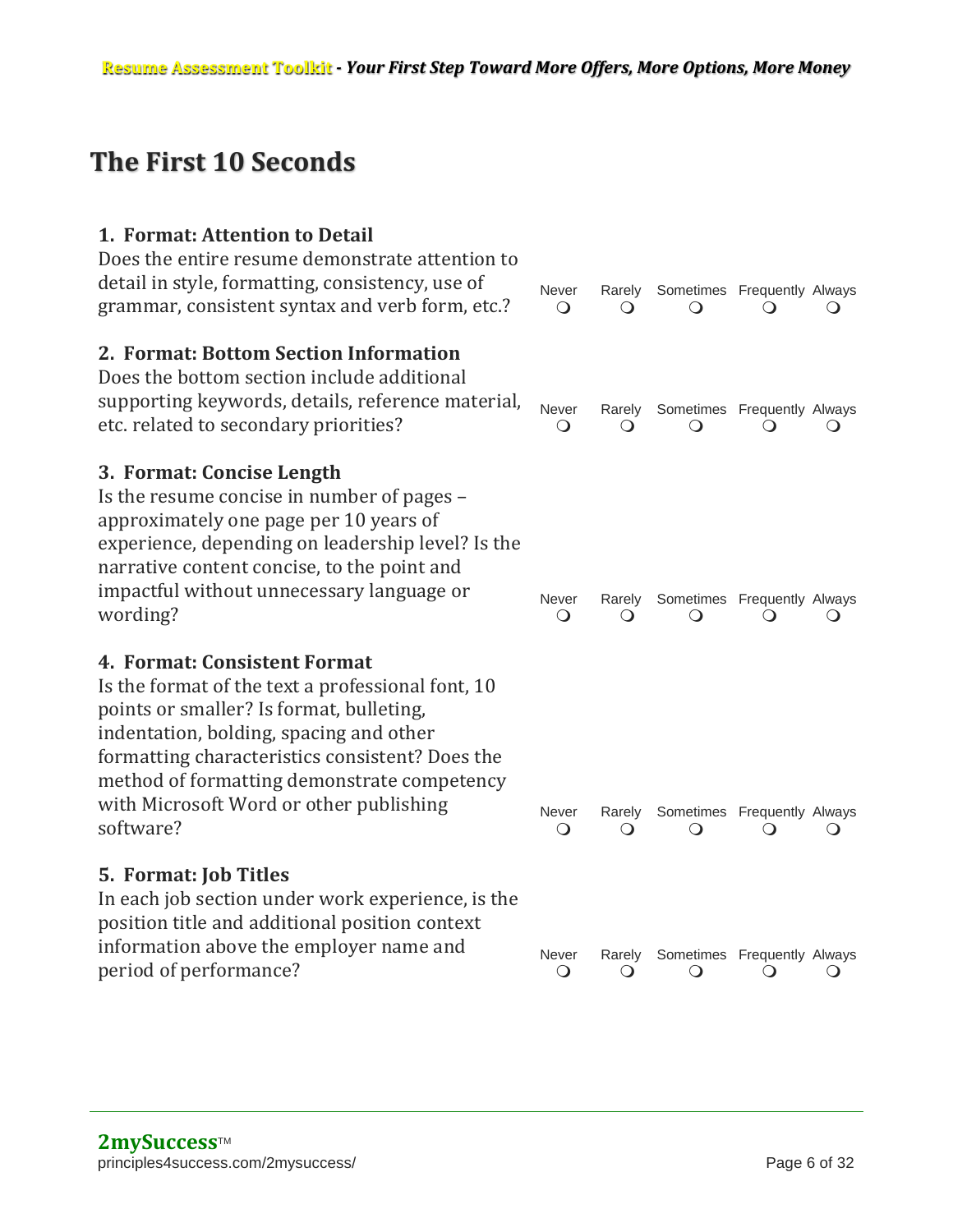## The First 10 Seconds

**1. Format: Attention to Detail**
Does the entire resume demonstrate attention to detail in style, formatting, consistency, use of grammar, consistent syntax and verb form, etc.?

| Never | Rarely | Sometimes | Frequently | Always |
| --- | --- | --- | --- | --- |
| ❍ | ❍ | ❍ | ❍ | ❍ |

**2. Format: Bottom Section Information**
Does the bottom section include additional supporting keywords, details, reference material, etc. related to secondary priorities?

| Never | Rarely | Sometimes | Frequently | Always |
| --- | --- | --- | --- | --- |
| ❍ | ❍ | ❍ | ❍ | ❍ |

**3. Format: Concise Length**
Is the resume concise in number of pages – approximately one page per 10 years of experience, depending on leadership level? Is the narrative content concise, to the point and impactful without unnecessary language or wording?

| Never | Rarely | Sometimes | Frequently | Always |
| --- | --- | --- | --- | --- |
| ❍ | ❍ | ❍ | ❍ | ❍ |

**4. Format: Consistent Format**
Is the format of the text a professional font, 10 points or smaller? Is format, bulleting, indentation, bolding, spacing and other formatting characteristics consistent? Does the method of formatting demonstrate competency with Microsoft Word or other publishing software?

| Never | Rarely | Sometimes | Frequently | Always |
| --- | --- | --- | --- | --- |
| ❍ | ❍ | ❍ | ❍ | ❍ |

**5. Format: Job Titles**
In each job section under work experience, is the position title and additional position context information above the employer name and period of performance?

| Never | Rarely | Sometimes | Frequently | Always |
| --- | --- | --- | --- | --- |
| ❍ | ❍ | ❍ | ❍ | ❍ |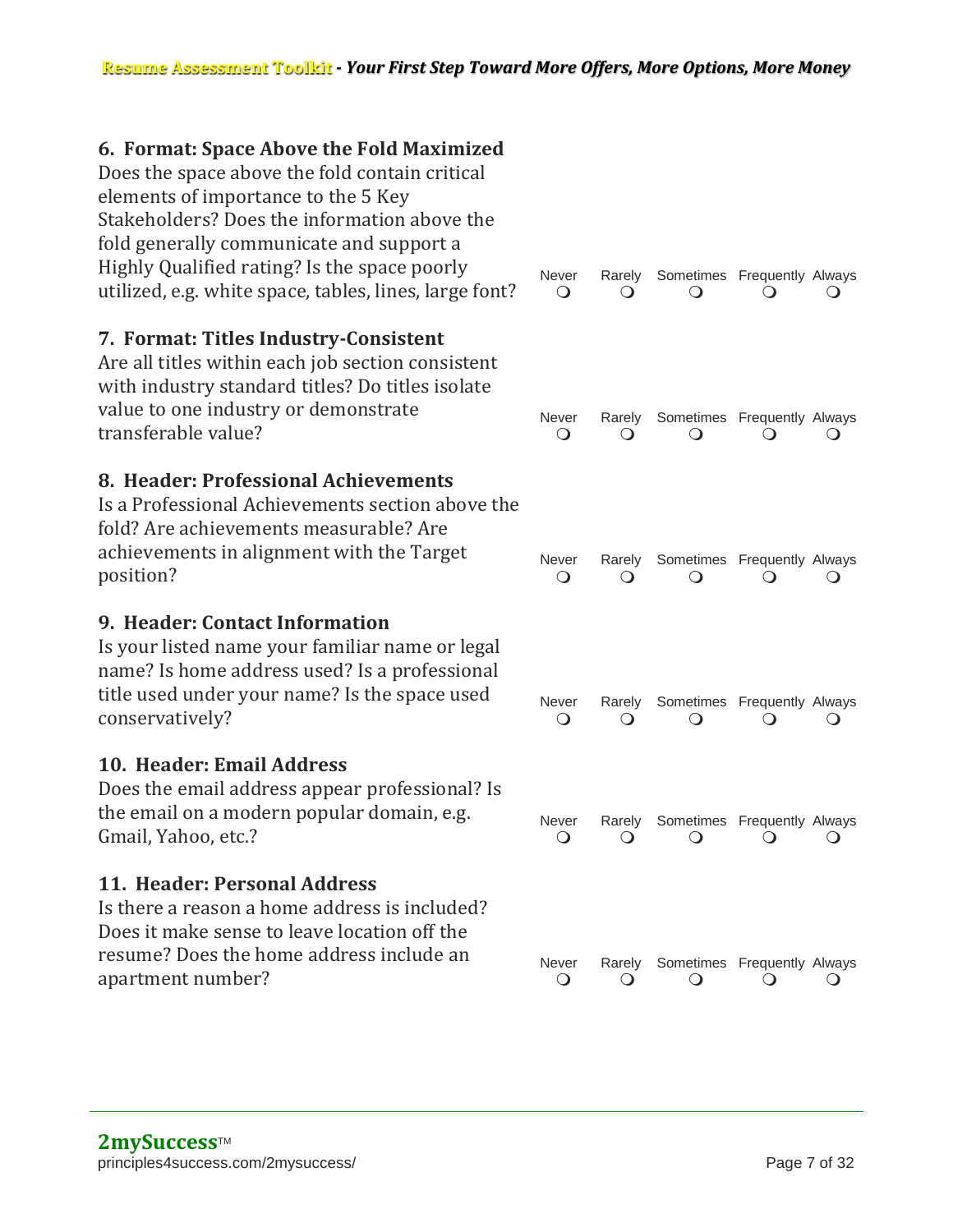### 6. Format: Space Above the Fold Maximized

Does the space above the fold contain critical elements of importance to the 5 Key Stakeholders? Does the information above the fold generally communicate and support a Highly Qualified rating? Is the space poorly utilized, e.g. white space, tables, lines, large font?

| Never | Rarely | Sometimes | Frequently | Always |
|---|---|---|---|---|
| ❍ | ❍ | ❍ | ❍ | ❍ |

### 7. Format: Titles Industry-Consistent

Are all titles within each job section consistent with industry standard titles? Do titles isolate value to one industry or demonstrate transferable value?

| Never | Rarely | Sometimes | Frequently | Always |
|---|---|---|---|---|
| ❍ | ❍ | ❍ | ❍ | ❍ |

### 8. Header: Professional Achievements

Is a Professional Achievements section above the fold? Are achievements measurable? Are achievements in alignment with the Target position?

| Never | Rarely | Sometimes | Frequently | Always |
|---|---|---|---|---|
| ❍ | ❍ | ❍ | ❍ | ❍ |

### 9. Header: Contact Information

Is your listed name your familiar name or legal name? Is home address used? Is a professional title used under your name? Is the space used conservatively?

| Never | Rarely | Sometimes | Frequently | Always |
|---|---|---|---|---|
| ❍ | ❍ | ❍ | ❍ | ❍ |

### 10. Header: Email Address

Does the email address appear professional? Is the email on a modern popular domain, e.g. Gmail, Yahoo, etc.?

| Never | Rarely | Sometimes | Frequently | Always |
|---|---|---|---|---|
| ❍ | ❍ | ❍ | ❍ | ❍ |

### 11. Header: Personal Address

Is there a reason a home address is included? Does it make sense to leave location off the resume? Does the home address include an apartment number?

| Never | Rarely | Sometimes | Frequently | Always |
|---|---|---|---|---|
| ❍ | ❍ | ❍ | ❍ | ❍ |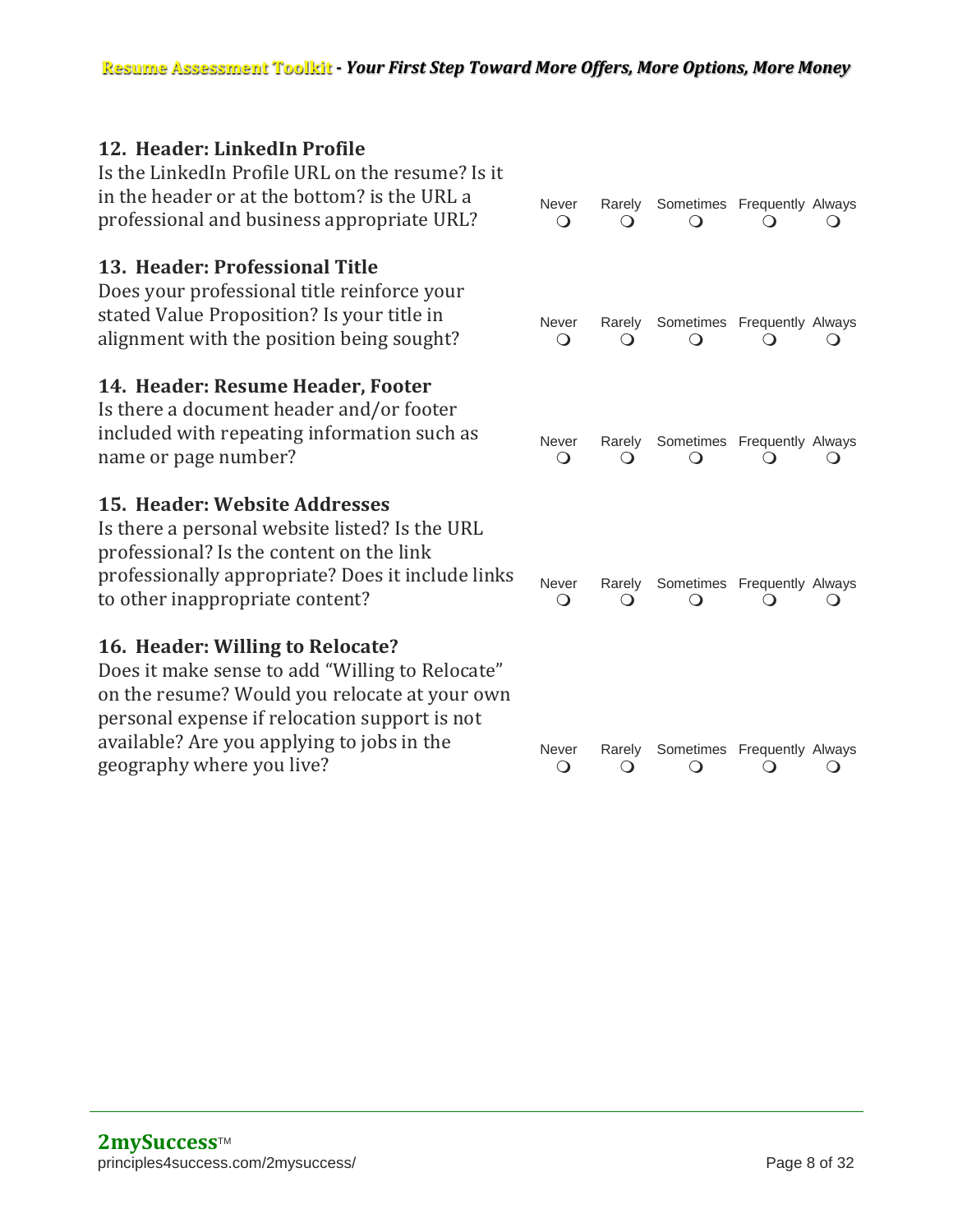### 12. Header: LinkedIn Profile

Is the LinkedIn Profile URL on the resume? Is it in the header or at the bottom? is the URL a professional and business appropriate URL?

| Never | Rarely | Sometimes | Frequently | Always |
|---|---|---|---|---|
| ❍ | ❍ | ❍ | ❍ | ❍ |

### 13. Header: Professional Title

Does your professional title reinforce your stated Value Proposition? Is your title in alignment with the position being sought?

| Never | Rarely | Sometimes | Frequently | Always |
|---|---|---|---|---|
| ❍ | ❍ | ❍ | ❍ | ❍ |

### 14. Header: Resume Header, Footer

Is there a document header and/or footer included with repeating information such as name or page number?

| Never | Rarely | Sometimes | Frequently | Always |
|---|---|---|---|---|
| ❍ | ❍ | ❍ | ❍ | ❍ |

### 15. Header: Website Addresses

Is there a personal website listed? Is the URL professional? Is the content on the link professionally appropriate? Does it include links to other inappropriate content?

| Never | Rarely | Sometimes | Frequently | Always |
|---|---|---|---|---|
| ❍ | ❍ | ❍ | ❍ | ❍ |

### 16. Header: Willing to Relocate?

Does it make sense to add “Willing to Relocate” on the resume? Would you relocate at your own personal expense if relocation support is not available? Are you applying to jobs in the geography where you live?

| Never | Rarely | Sometimes | Frequently | Always |
|---|---|---|---|---|
| ❍ | ❍ | ❍ | ❍ | ❍ |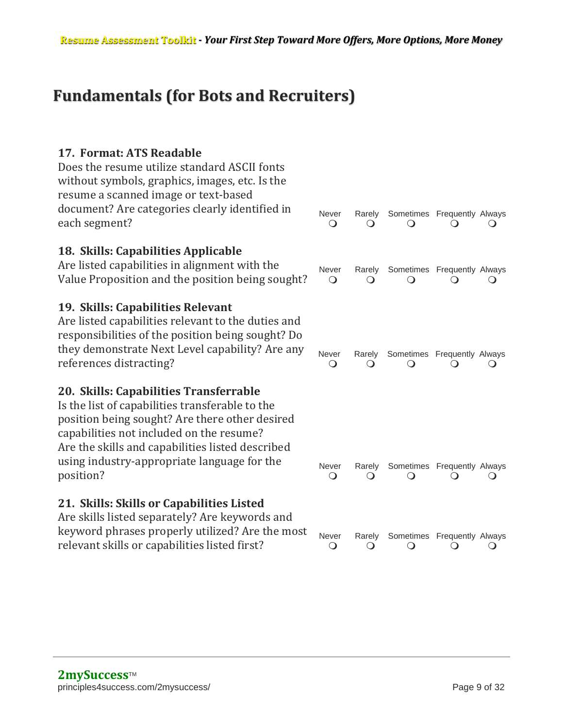# Fundamentals (for Bots and Recruiters)

**17. Format: ATS Readable**
Does the resume utilize standard ASCII fonts without symbols, graphics, images, etc. Is the resume a scanned image or text-based document? Are categories clearly identified in each segment?

| Never | Rarely | Sometimes | Frequently | Always |
|---|---|---|---|---|
| ❍ | ❍ | ❍ | ❍ | ❍ |

**18. Skills: Capabilities Applicable**
Are listed capabilities in alignment with the Value Proposition and the position being sought?

| Never | Rarely | Sometimes | Frequently | Always |
|---|---|---|---|---|
| ❍ | ❍ | ❍ | ❍ | ❍ |

**19. Skills: Capabilities Relevant**
Are listed capabilities relevant to the duties and responsibilities of the position being sought? Do they demonstrate Next Level capability? Are any references distracting?

| Never | Rarely | Sometimes | Frequently | Always |
|---|---|---|---|---|
| ❍ | ❍ | ❍ | ❍ | ❍ |

**20. Skills: Capabilities Transferrable**
Is the list of capabilities transferable to the position being sought? Are there other desired capabilities not included on the resume?
Are the skills and capabilities listed described using industry-appropriate language for the position?

| Never | Rarely | Sometimes | Frequently | Always |
|---|---|---|---|---|
| ❍ | ❍ | ❍ | ❍ | ❍ |

**21. Skills: Skills or Capabilities Listed**
Are skills listed separately? Are keywords and keyword phrases properly utilized? Are the most relevant skills or capabilities listed first?

| Never | Rarely | Sometimes | Frequently | Always |
|---|---|---|---|---|
| ❍ | ❍ | ❍ | ❍ | ❍ |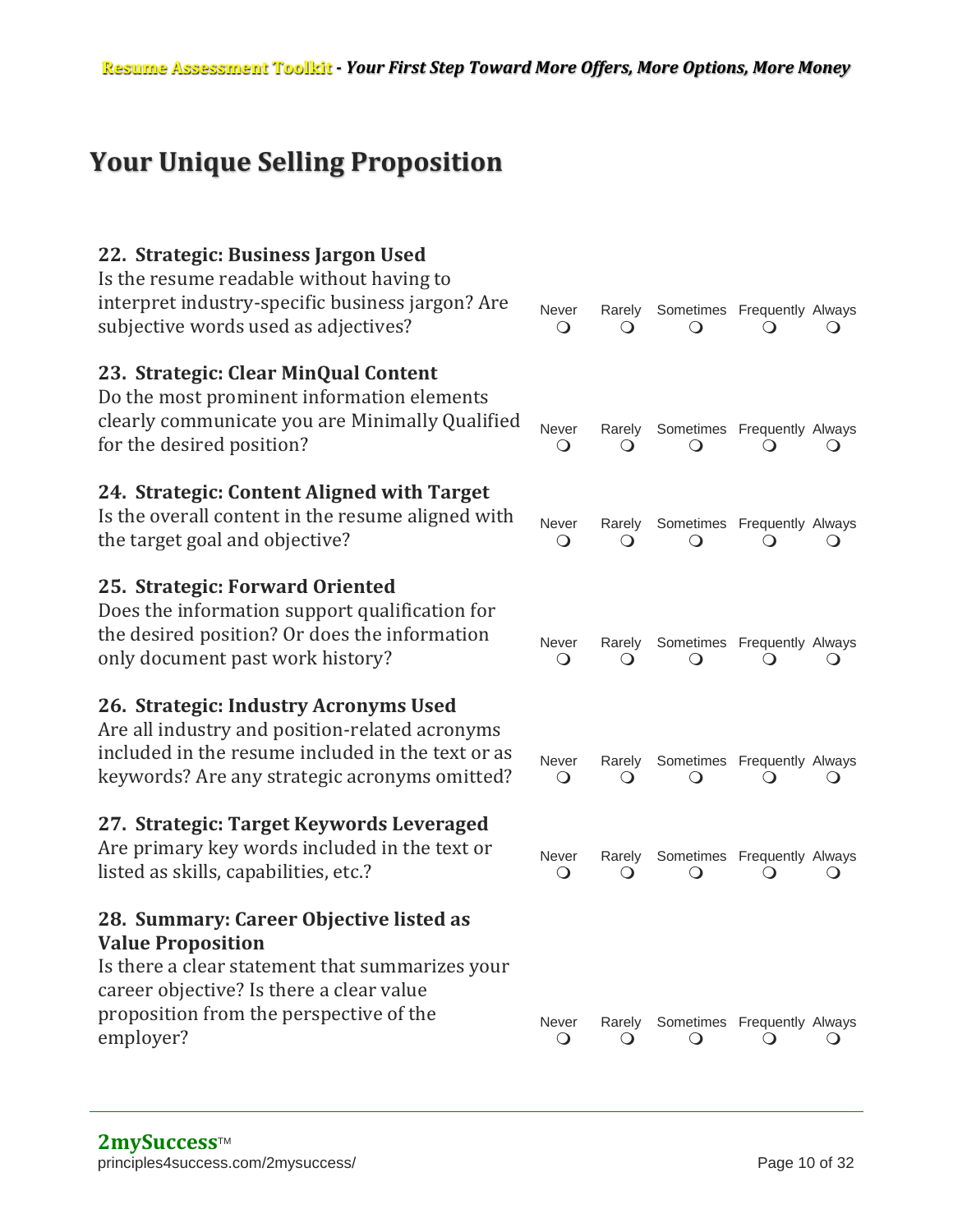## Your Unique Selling Proposition

**22. Strategic: Business Jargon Used**
Is the resume readable without having to interpret industry-specific business jargon? Are subjective words used as adjectives?

Never ❍ Rarely ❍ Sometimes ❍ Frequently ❍ Always ❍

**23. Strategic: Clear MinQual Content**
Do the most prominent information elements clearly communicate you are Minimally Qualified for the desired position?

Never ❍ Rarely ❍ Sometimes ❍ Frequently ❍ Always ❍

**24. Strategic: Content Aligned with Target**
Is the overall content in the resume aligned with the target goal and objective?

Never ❍ Rarely ❍ Sometimes ❍ Frequently ❍ Always ❍

**25. Strategic: Forward Oriented**
Does the information support qualification for the desired position? Or does the information only document past work history?

Never ❍ Rarely ❍ Sometimes ❍ Frequently ❍ Always ❍

**26. Strategic: Industry Acronyms Used**
Are all industry and position-related acronyms included in the resume included in the text or as keywords? Are any strategic acronyms omitted?

Never ❍ Rarely ❍ Sometimes ❍ Frequently ❍ Always ❍

**27. Strategic: Target Keywords Leveraged**
Are primary key words included in the text or listed as skills, capabilities, etc.?

Never ❍ Rarely ❍ Sometimes ❍ Frequently ❍ Always ❍

**28. Summary: Career Objective listed as Value Proposition**
Is there a clear statement that summarizes your career objective? Is there a clear value proposition from the perspective of the employer?

Never ❍ Rarely ❍ Sometimes ❍ Frequently ❍ Always ❍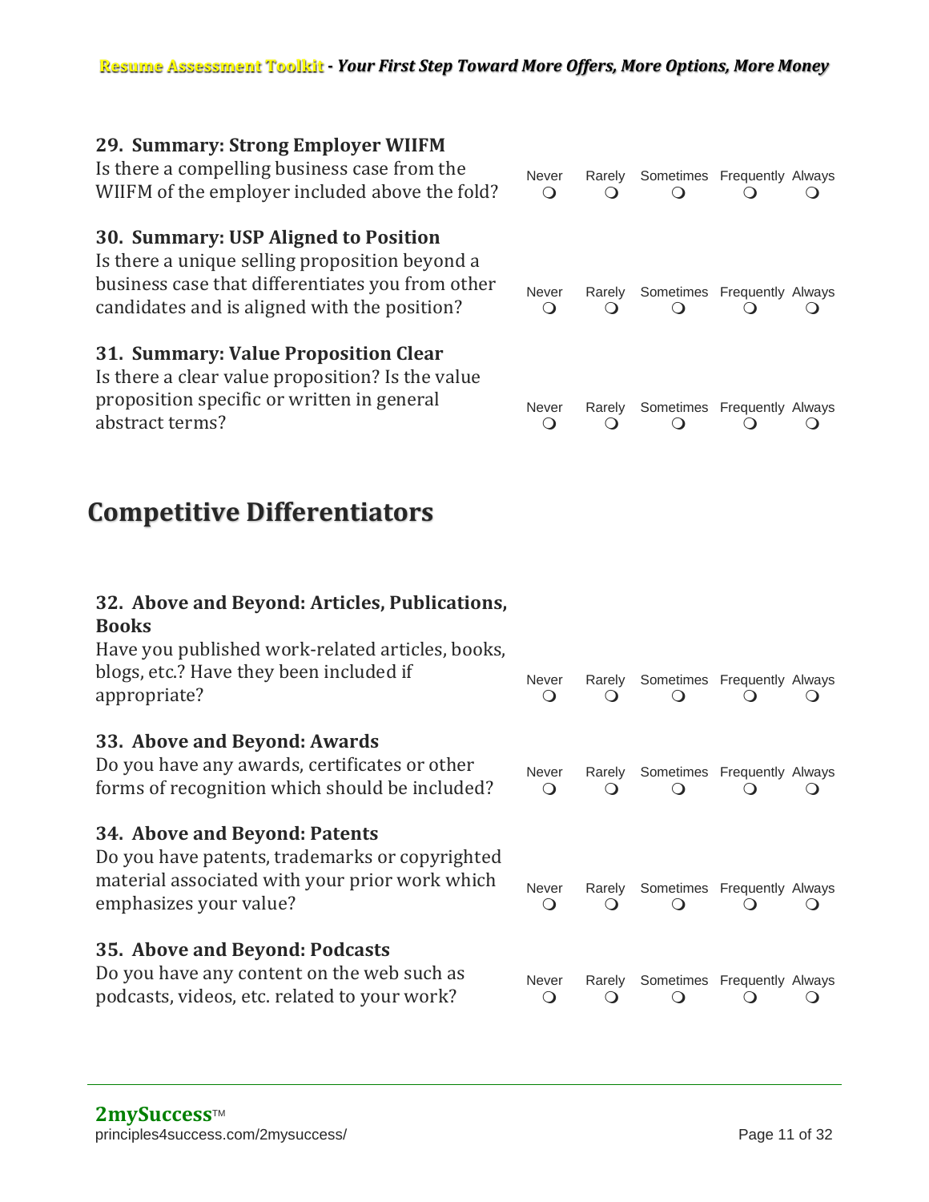### 29. Summary: Strong Employer WIIFM

Is there a compelling business case from the WIIFM of the employer included above the fold?

| Never | Rarely | Sometimes | Frequently | Always |
|---|---|---|---|---|
| ❍ | ❍ | ❍ | ❍ | ❍ |

### 30. Summary: USP Aligned to Position

Is there a unique selling proposition beyond a business case that differentiates you from other candidates and is aligned with the position?

| Never | Rarely | Sometimes | Frequently | Always |
|---|---|---|---|---|
| ❍ | ❍ | ❍ | ❍ | ❍ |

### 31. Summary: Value Proposition Clear

Is there a clear value proposition? Is the value proposition specific or written in general abstract terms?

| Never | Rarely | Sometimes | Frequently | Always |
|---|---|---|---|---|
| ❍ | ❍ | ❍ | ❍ | ❍ |

## Competitive Differentiators

### 32. Above and Beyond: Articles, Publications, Books

Have you published work-related articles, books, blogs, etc.? Have they been included if appropriate?

| Never | Rarely | Sometimes | Frequently | Always |
|---|---|---|---|---|
| ❍ | ❍ | ❍ | ❍ | ❍ |

### 33. Above and Beyond: Awards

Do you have any awards, certificates or other forms of recognition which should be included?

| Never | Rarely | Sometimes | Frequently | Always |
|---|---|---|---|---|
| ❍ | ❍ | ❍ | ❍ | ❍ |

### 34. Above and Beyond: Patents

Do you have patents, trademarks or copyrighted material associated with your prior work which emphasizes your value?

| Never | Rarely | Sometimes | Frequently | Always |
|---|---|---|---|---|
| ❍ | ❍ | ❍ | ❍ | ❍ |

### 35. Above and Beyond: Podcasts

Do you have any content on the web such as podcasts, videos, etc. related to your work?

| Never | Rarely | Sometimes | Frequently | Always |
|---|---|---|---|---|
| ❍ | ❍ | ❍ | ❍ | ❍ |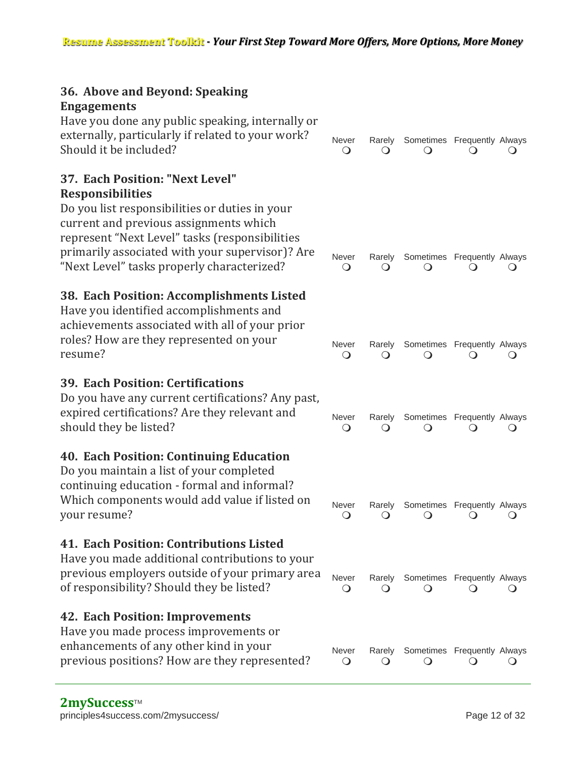### 36. Above and Beyond: Speaking Engagements

Have you done any public speaking, internally or externally, particularly if related to your work? Should it be included?

Never ❍ Rarely ❍ Sometimes ❍ Frequently ❍ Always ❍

### 37. Each Position: "Next Level" Responsibilities

Do you list responsibilities or duties in your current and previous assignments which represent "Next Level" tasks (responsibilities primarily associated with your supervisor)? Are "Next Level" tasks properly characterized?

Never ❍ Rarely ❍ Sometimes ❍ Frequently ❍ Always ❍

### 38. Each Position: Accomplishments Listed

Have you identified accomplishments and achievements associated with all of your prior roles? How are they represented on your resume?

Never ❍ Rarely ❍ Sometimes ❍ Frequently ❍ Always ❍

### 39. Each Position: Certifications

Do you have any current certifications? Any past, expired certifications? Are they relevant and should they be listed?

Never ❍ Rarely ❍ Sometimes ❍ Frequently ❍ Always ❍

### 40. Each Position: Continuing Education

Do you maintain a list of your completed continuing education - formal and informal? Which components would add value if listed on your resume?

Never ❍ Rarely ❍ Sometimes ❍ Frequently ❍ Always ❍

### 41. Each Position: Contributions Listed

Have you made additional contributions to your previous employers outside of your primary area of responsibility? Should they be listed?

Never ❍ Rarely ❍ Sometimes ❍ Frequently ❍ Always ❍

### 42. Each Position: Improvements

Have you made process improvements or enhancements of any other kind in your previous positions? How are they represented?

Never ❍ Rarely ❍ Sometimes ❍ Frequently ❍ Always ❍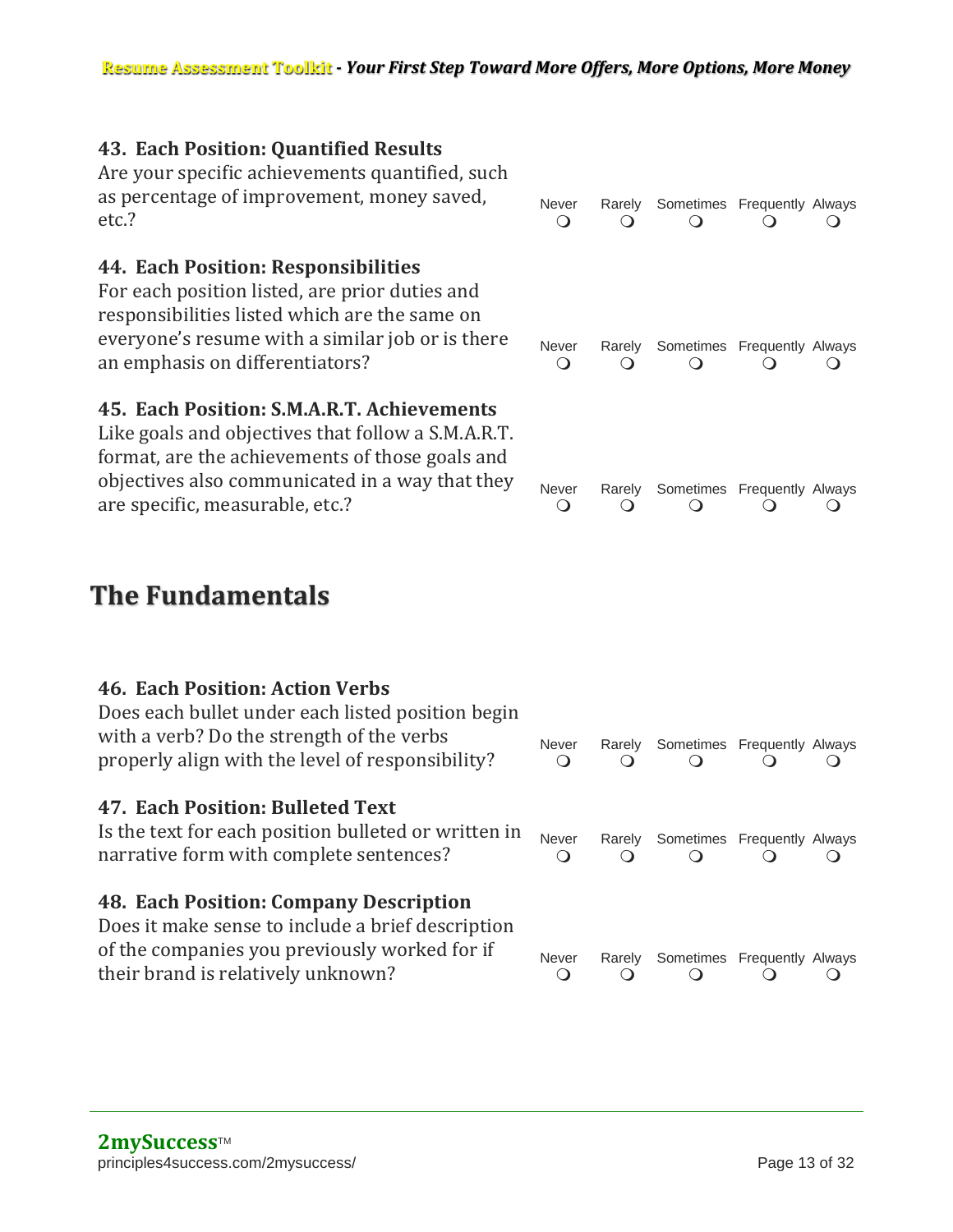**43. Each Position: Quantified Results**
Are your specific achievements quantified, such as percentage of improvement, money saved, etc.?

| Never | Rarely | Sometimes | Frequently | Always |
|---|---|---|---|---|
| ❍ | ❍ | ❍ | ❍ | ❍ |

**44. Each Position: Responsibilities**
For each position listed, are prior duties and responsibilities listed which are the same on everyone's resume with a similar job or is there an emphasis on differentiators?

| Never | Rarely | Sometimes | Frequently | Always |
|---|---|---|---|---|
| ❍ | ❍ | ❍ | ❍ | ❍ |

**45. Each Position: S.M.A.R.T. Achievements**
Like goals and objectives that follow a S.M.A.R.T. format, are the achievements of those goals and objectives also communicated in a way that they are specific, measurable, etc.?

| Never | Rarely | Sometimes | Frequently | Always |
|---|---|---|---|---|
| ❍ | ❍ | ❍ | ❍ | ❍ |

## The Fundamentals

**46. Each Position: Action Verbs**
Does each bullet under each listed position begin with a verb? Do the strength of the verbs properly align with the level of responsibility?

| Never | Rarely | Sometimes | Frequently | Always |
|---|---|---|---|---|
| ❍ | ❍ | ❍ | ❍ | ❍ |

**47. Each Position: Bulleted Text**
Is the text for each position bulleted or written in narrative form with complete sentences?

| Never | Rarely | Sometimes | Frequently | Always |
|---|---|---|---|---|
| ❍ | ❍ | ❍ | ❍ | ❍ |

**48. Each Position: Company Description**
Does it make sense to include a brief description of the companies you previously worked for if their brand is relatively unknown?

| Never | Rarely | Sometimes | Frequently | Always |
|---|---|---|---|---|
| ❍ | ❍ | ❍ | ❍ | ❍ |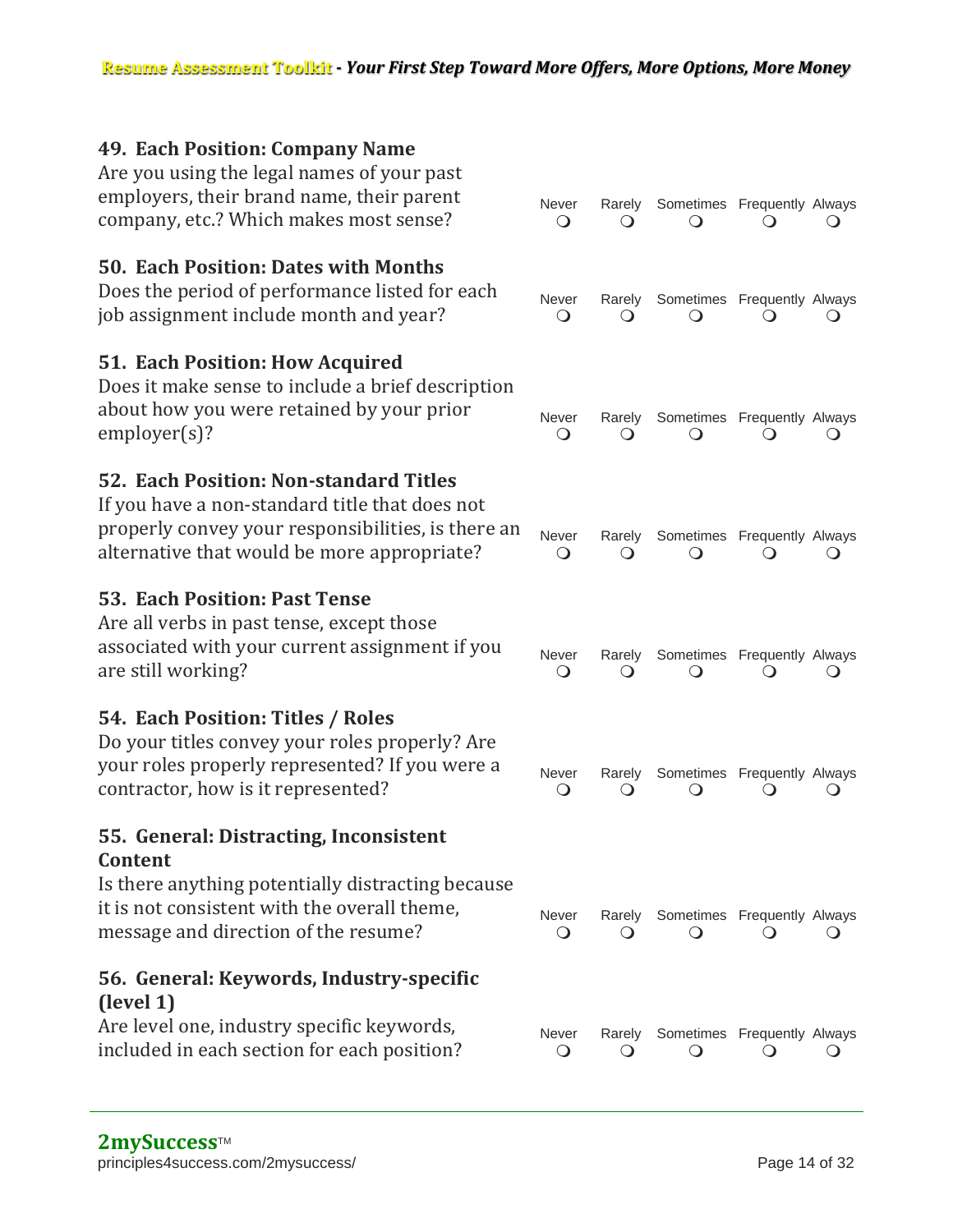### 49. Each Position: Company Name

Are you using the legal names of your past employers, their brand name, their parent company, etc.? Which makes most sense?

| Never | Rarely | Sometimes | Frequently | Always |
| --- | --- | --- | --- | --- |
| ❍ | ❍ | ❍ | ❍ | ❍ |

### 50. Each Position: Dates with Months

Does the period of performance listed for each job assignment include month and year?

| Never | Rarely | Sometimes | Frequently | Always |
| --- | --- | --- | --- | --- |
| ❍ | ❍ | ❍ | ❍ | ❍ |

### 51. Each Position: How Acquired

Does it make sense to include a brief description about how you were retained by your prior employer(s)?

| Never | Rarely | Sometimes | Frequently | Always |
| --- | --- | --- | --- | --- |
| ❍ | ❍ | ❍ | ❍ | ❍ |

### 52. Each Position: Non-standard Titles

If you have a non-standard title that does not properly convey your responsibilities, is there an alternative that would be more appropriate?

| Never | Rarely | Sometimes | Frequently | Always |
| --- | --- | --- | --- | --- |
| ❍ | ❍ | ❍ | ❍ | ❍ |

### 53. Each Position: Past Tense

Are all verbs in past tense, except those associated with your current assignment if you are still working?

| Never | Rarely | Sometimes | Frequently | Always |
| --- | --- | --- | --- | --- |
| ❍ | ❍ | ❍ | ❍ | ❍ |

### 54. Each Position: Titles / Roles

Do your titles convey your roles properly? Are your roles properly represented? If you were a contractor, how is it represented?

| Never | Rarely | Sometimes | Frequently | Always |
| --- | --- | --- | --- | --- |
| ❍ | ❍ | ❍ | ❍ | ❍ |

### 55. General: Distracting, Inconsistent Content

Is there anything potentially distracting because it is not consistent with the overall theme, message and direction of the resume?

| Never | Rarely | Sometimes | Frequently | Always |
| --- | --- | --- | --- | --- |
| ❍ | ❍ | ❍ | ❍ | ❍ |

### 56. General: Keywords, Industry-specific (level 1)

Are level one, industry specific keywords, included in each section for each position?

| Never | Rarely | Sometimes | Frequently | Always |
| --- | --- | --- | --- | --- |
| ❍ | ❍ | ❍ | ❍ | ❍ |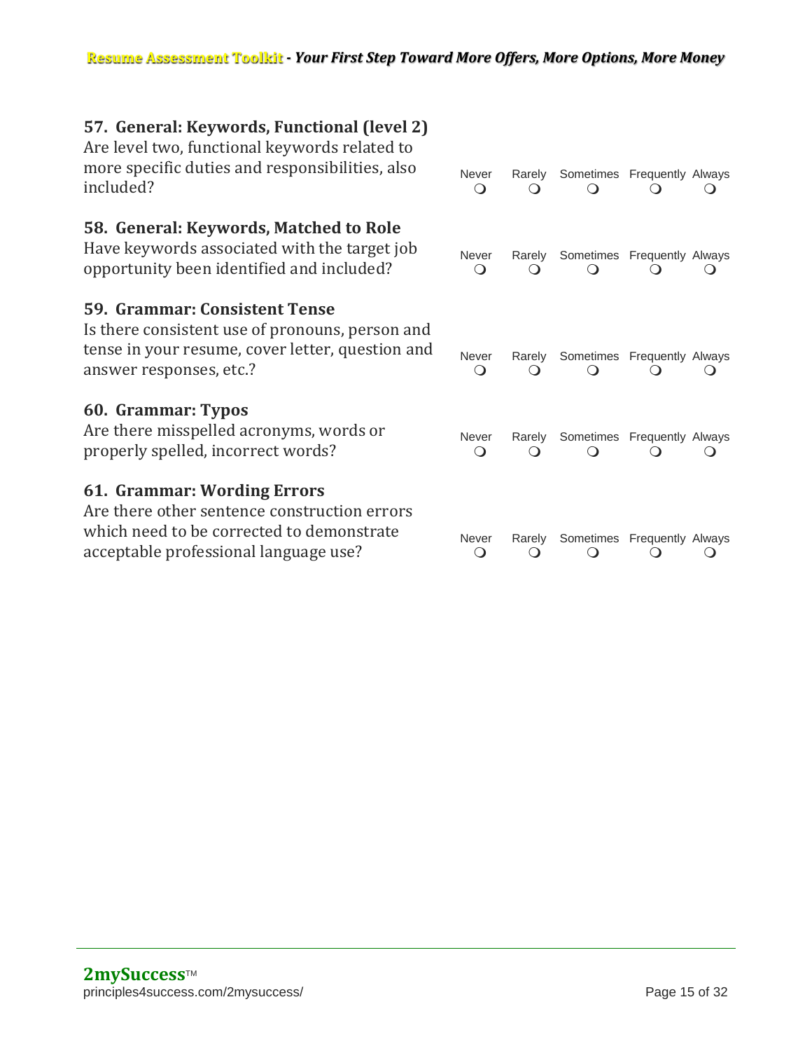### 57. General: Keywords, Functional (level 2)

Are level two, functional keywords related to more specific duties and responsibilities, also included?

| Never | Rarely | Sometimes | Frequently | Always |
|---|---|---|---|---|
| ❍ | ❍ | ❍ | ❍ | ❍ |

### 58. General: Keywords, Matched to Role

Have keywords associated with the target job opportunity been identified and included?

| Never | Rarely | Sometimes | Frequently | Always |
|---|---|---|---|---|
| ❍ | ❍ | ❍ | ❍ | ❍ |

### 59. Grammar: Consistent Tense

Is there consistent use of pronouns, person and tense in your resume, cover letter, question and answer responses, etc.?

| Never | Rarely | Sometimes | Frequently | Always |
|---|---|---|---|---|
| ❍ | ❍ | ❍ | ❍ | ❍ |

### 60. Grammar: Typos

Are there misspelled acronyms, words or properly spelled, incorrect words?

| Never | Rarely | Sometimes | Frequently | Always |
|---|---|---|---|---|
| ❍ | ❍ | ❍ | ❍ | ❍ |

### 61. Grammar: Wording Errors

Are there other sentence construction errors which need to be corrected to demonstrate acceptable professional language use?

| Never | Rarely | Sometimes | Frequently | Always |
|---|---|---|---|---|
| ❍ | ❍ | ❍ | ❍ | ❍ |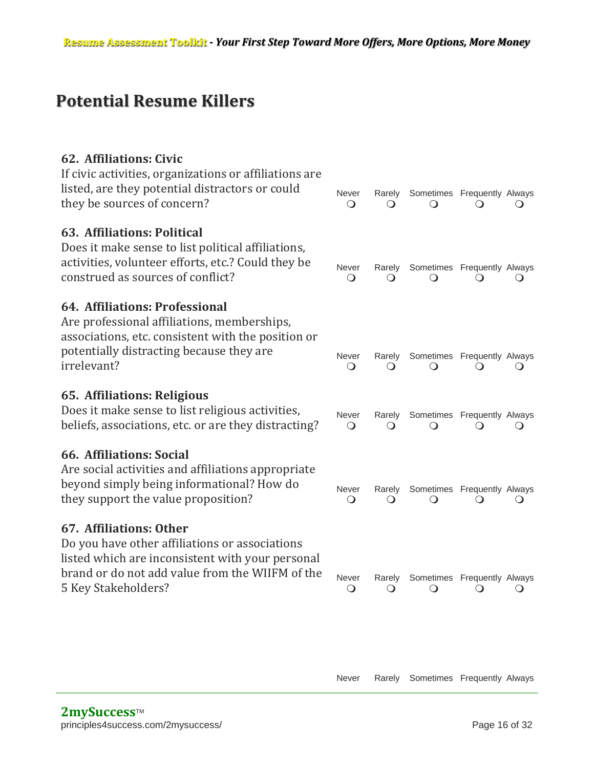## Potential Resume Killers

| Item | Never | Rarely | Sometimes | Frequently | Always |
|---|---|---|---|---|---|
| **62. Affiliations: Civic** If civic activities, organizations or affiliations are listed, are they potential distractors or could they be sources of concern? | ❍ | ❍ | ❍ | ❍ | ❍ |
| **63. Affiliations: Political** Does it make sense to list political affiliations, activities, volunteer efforts, etc.? Could they be construed as sources of conflict? | ❍ | ❍ | ❍ | ❍ | ❍ |
| **64. Affiliations: Professional** Are professional affiliations, memberships, associations, etc. consistent with the position or potentially distracting because they are irrelevant? | ❍ | ❍ | ❍ | ❍ | ❍ |
| **65. Affiliations: Religious** Does it make sense to list religious activities, beliefs, associations, etc. or are they distracting? | ❍ | ❍ | ❍ | ❍ | ❍ |
| **66. Affiliations: Social** Are social activities and affiliations appropriate beyond simply being informational? How do they support the value proposition? | ❍ | ❍ | ❍ | ❍ | ❍ |
| **67. Affiliations: Other** Do you have other affiliations or associations listed which are inconsistent with your personal brand or do not add value from the WIIFM of the 5 Key Stakeholders? | ❍ | ❍ | ❍ | ❍ | ❍ |
| | Never | Rarely | Sometimes | Frequently | Always |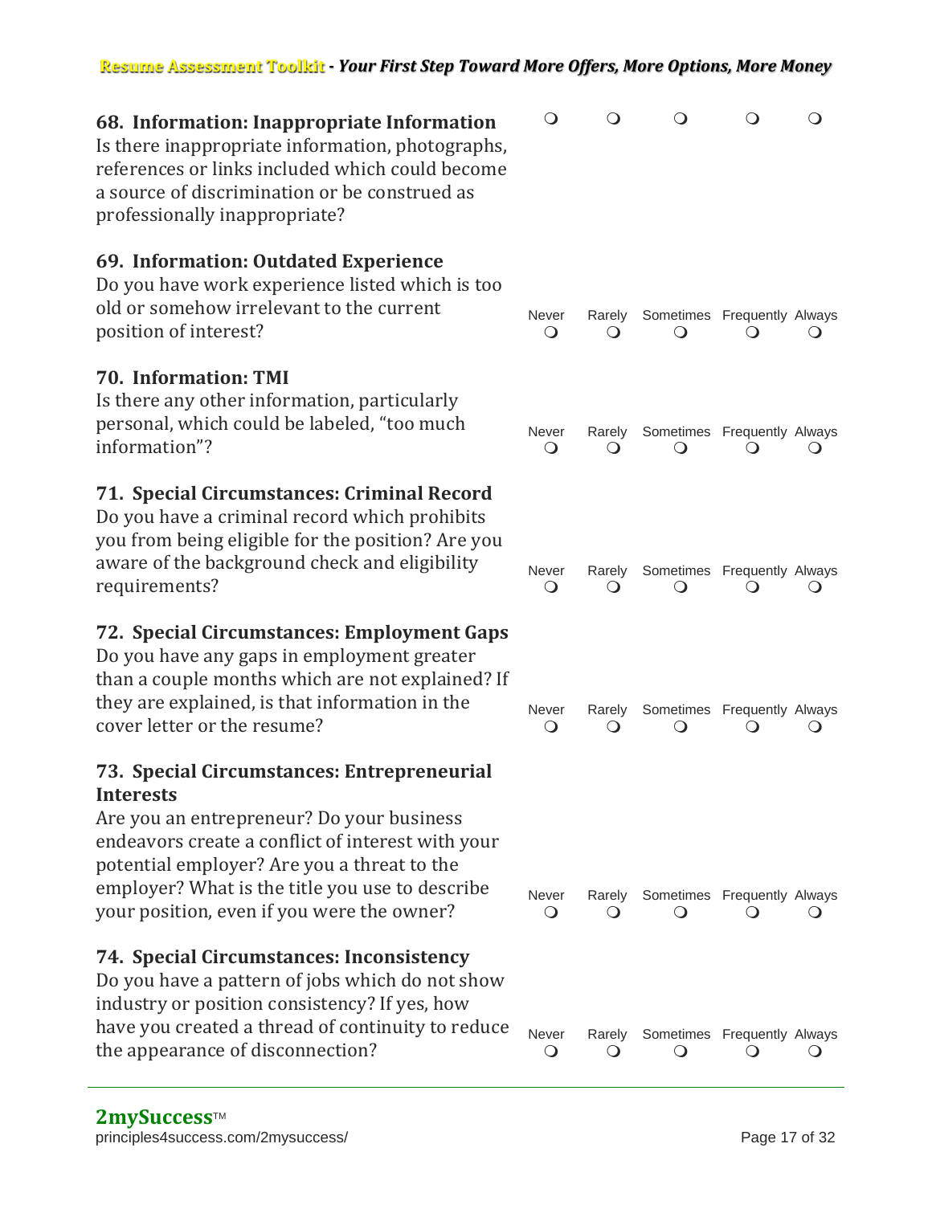### 68. Information: Inappropriate Information

Is there inappropriate information, photographs, references or links included which could become a source of discrimination or be construed as professionally inappropriate?

❍ ❍ ❍ ❍ ❍

### 69. Information: Outdated Experience

Do you have work experience listed which is too old or somehow irrelevant to the current position of interest?

| Never | Rarely | Sometimes | Frequently | Always |
|---|---|---|---|---|
| ❍ | ❍ | ❍ | ❍ | ❍ |

### 70. Information: TMI

Is there any other information, particularly personal, which could be labeled, "too much information"?

| Never | Rarely | Sometimes | Frequently | Always |
|---|---|---|---|---|
| ❍ | ❍ | ❍ | ❍ | ❍ |

### 71. Special Circumstances: Criminal Record

Do you have a criminal record which prohibits you from being eligible for the position? Are you aware of the background check and eligibility requirements?

| Never | Rarely | Sometimes | Frequently | Always |
|---|---|---|---|---|
| ❍ | ❍ | ❍ | ❍ | ❍ |

### 72. Special Circumstances: Employment Gaps

Do you have any gaps in employment greater than a couple months which are not explained? If they are explained, is that information in the cover letter or the resume?

| Never | Rarely | Sometimes | Frequently | Always |
|---|---|---|---|---|
| ❍ | ❍ | ❍ | ❍ | ❍ |

### 73. Special Circumstances: Entrepreneurial Interests

Are you an entrepreneur? Do your business endeavors create a conflict of interest with your potential employer? Are you a threat to the employer? What is the title you use to describe your position, even if you were the owner?

| Never | Rarely | Sometimes | Frequently | Always |
|---|---|---|---|---|
| ❍ | ❍ | ❍ | ❍ | ❍ |

### 74. Special Circumstances: Inconsistency

Do you have a pattern of jobs which do not show industry or position consistency? If yes, how have you created a thread of continuity to reduce the appearance of disconnection?

| Never | Rarely | Sometimes | Frequently | Always |
|---|---|---|---|---|
| ❍ | ❍ | ❍ | ❍ | ❍ |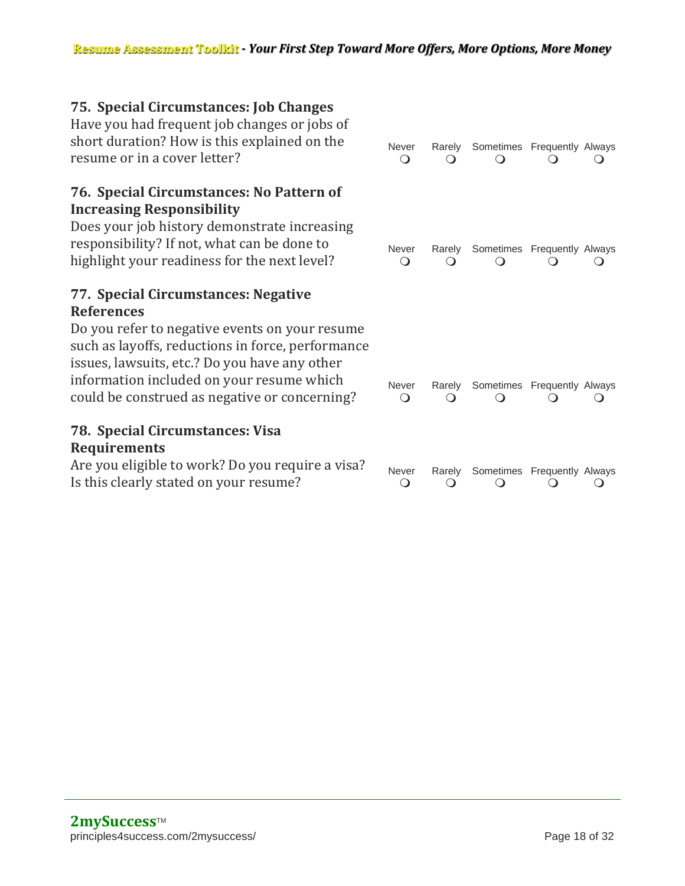### 75. Special Circumstances: Job Changes

Have you had frequent job changes or jobs of short duration? How is this explained on the resume or in a cover letter?

| Never | Rarely | Sometimes | Frequently | Always |
|---|---|---|---|---|
| ❍ | ❍ | ❍ | ❍ | ❍ |

### 76. Special Circumstances: No Pattern of Increasing Responsibility

Does your job history demonstrate increasing responsibility? If not, what can be done to highlight your readiness for the next level?

| Never | Rarely | Sometimes | Frequently | Always |
|---|---|---|---|---|
| ❍ | ❍ | ❍ | ❍ | ❍ |

### 77. Special Circumstances: Negative References

Do you refer to negative events on your resume such as layoffs, reductions in force, performance issues, lawsuits, etc.? Do you have any other information included on your resume which could be construed as negative or concerning?

| Never | Rarely | Sometimes | Frequently | Always |
|---|---|---|---|---|
| ❍ | ❍ | ❍ | ❍ | ❍ |

### 78. Special Circumstances: Visa Requirements

Are you eligible to work? Do you require a visa? Is this clearly stated on your resume?

| Never | Rarely | Sometimes | Frequently | Always |
|---|---|---|---|---|
| ❍ | ❍ | ❍ | ❍ | ❍ |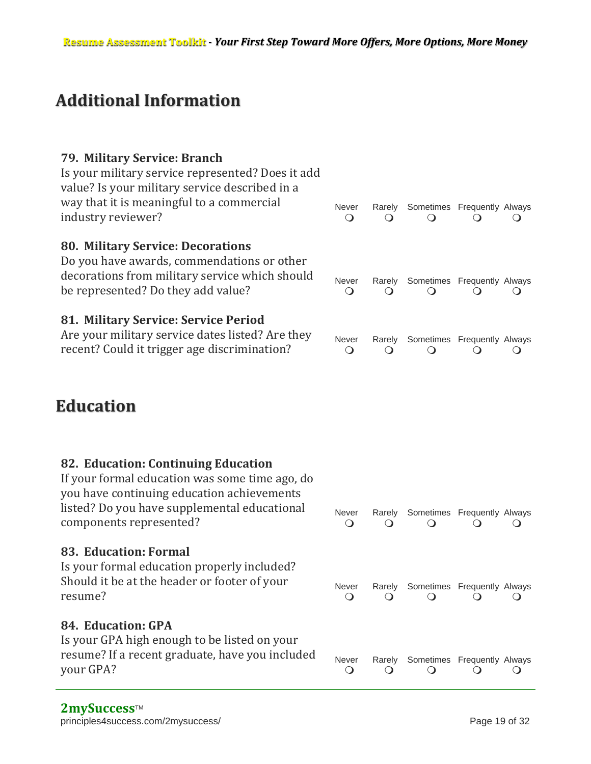## Additional Information

**79. Military Service: Branch**
Is your military service represented? Does it add value? Is your military service described in a way that it is meaningful to a commercial industry reviewer?

Never ❍ Rarely ❍ Sometimes ❍ Frequently ❍ Always ❍

**80. Military Service: Decorations**
Do you have awards, commendations or other decorations from military service which should be represented? Do they add value?

Never ❍ Rarely ❍ Sometimes ❍ Frequently ❍ Always ❍

**81. Military Service: Service Period**
Are your military service dates listed? Are they recent? Could it trigger age discrimination?

Never ❍ Rarely ❍ Sometimes ❍ Frequently ❍ Always ❍

## Education

**82. Education: Continuing Education**
If your formal education was some time ago, do you have continuing education achievements listed? Do you have supplemental educational components represented?

Never ❍ Rarely ❍ Sometimes ❍ Frequently ❍ Always ❍

**83. Education: Formal**
Is your formal education properly included? Should it be at the header or footer of your resume?

Never ❍ Rarely ❍ Sometimes ❍ Frequently ❍ Always ❍

**84. Education: GPA**
Is your GPA high enough to be listed on your resume? If a recent graduate, have you included your GPA?

Never ❍ Rarely ❍ Sometimes ❍ Frequently ❍ Always ❍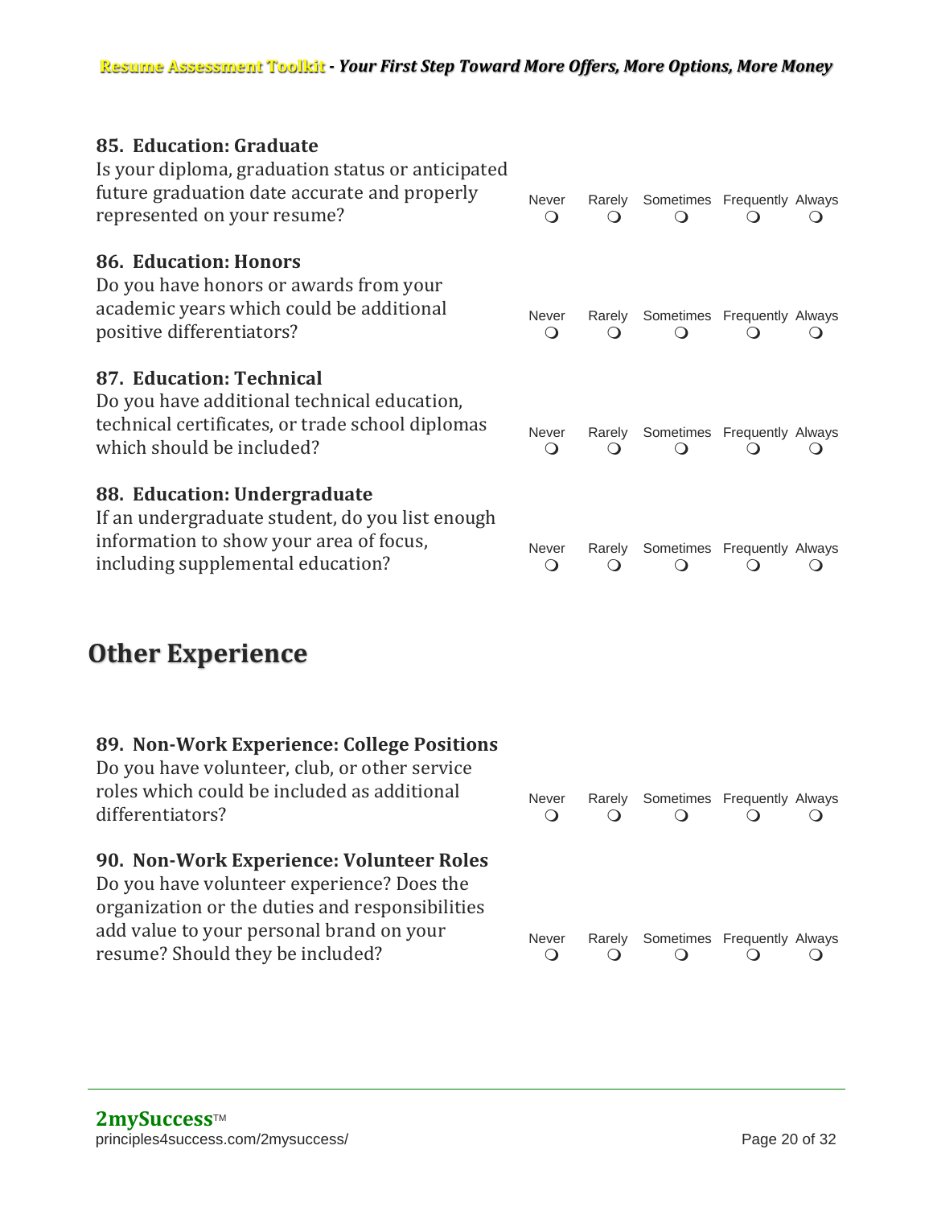### 85. Education: Graduate

Is your diploma, graduation status or anticipated future graduation date accurate and properly represented on your resume?

Never ❍ Rarely ❍ Sometimes ❍ Frequently ❍ Always ❍

### 86. Education: Honors

Do you have honors or awards from your academic years which could be additional positive differentiators?

Never ❍ Rarely ❍ Sometimes ❍ Frequently ❍ Always ❍

### 87. Education: Technical

Do you have additional technical education, technical certificates, or trade school diplomas which should be included?

Never ❍ Rarely ❍ Sometimes ❍ Frequently ❍ Always ❍

### 88. Education: Undergraduate

If an undergraduate student, do you list enough information to show your area of focus, including supplemental education?

Never ❍ Rarely ❍ Sometimes ❍ Frequently ❍ Always ❍

## Other Experience

### 89. Non-Work Experience: College Positions

Do you have volunteer, club, or other service roles which could be included as additional differentiators?

Never ❍ Rarely ❍ Sometimes ❍ Frequently ❍ Always ❍

### 90. Non-Work Experience: Volunteer Roles

Do you have volunteer experience? Does the organization or the duties and responsibilities add value to your personal brand on your resume? Should they be included?

Never ❍ Rarely ❍ Sometimes ❍ Frequently ❍ Always ❍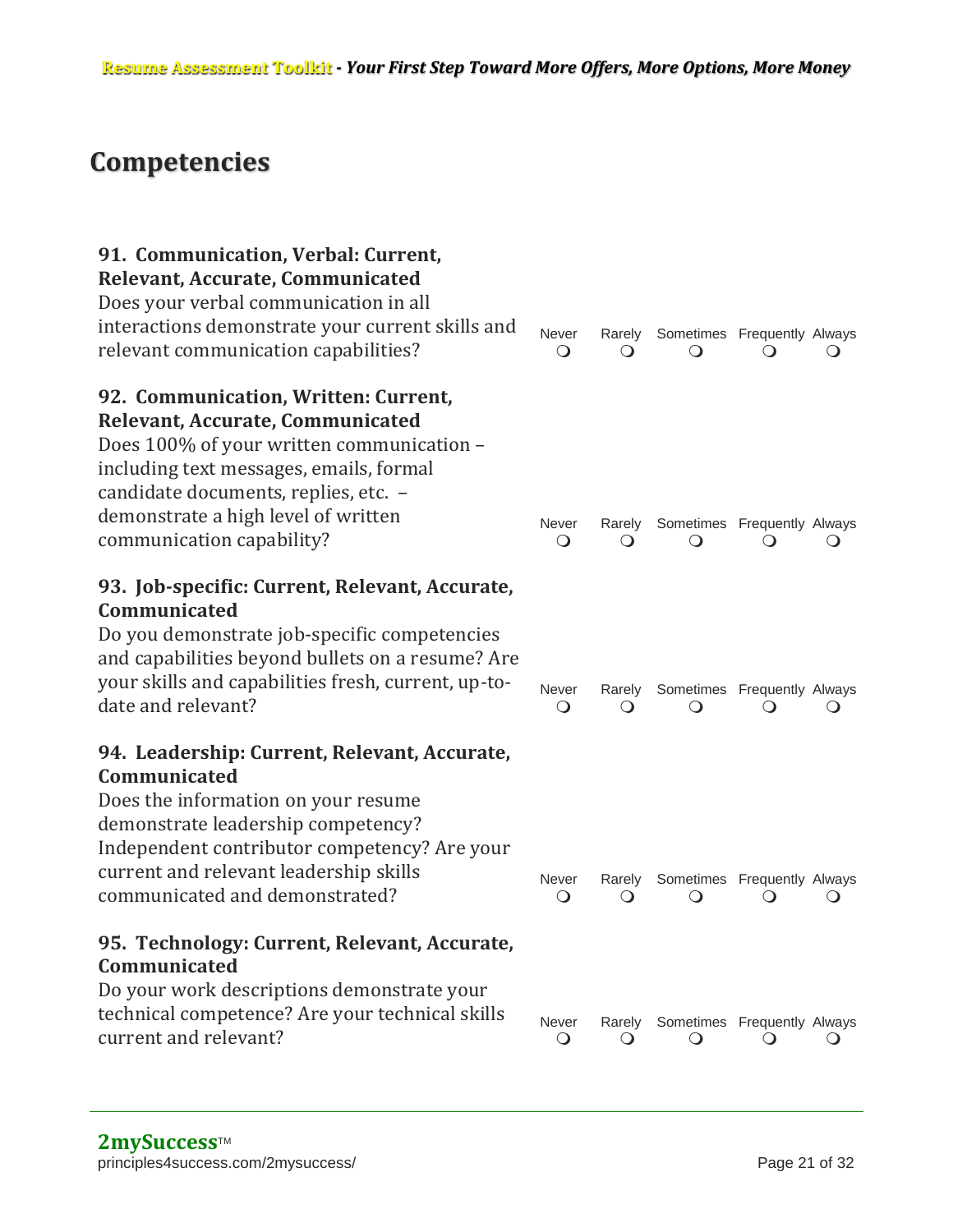## Competencies

**91. Communication, Verbal: Current, Relevant, Accurate, Communicated**
Does your verbal communication in all interactions demonstrate your current skills and relevant communication capabilities?

Never ❍ Rarely ❍ Sometimes ❍ Frequently ❍ Always ❍

**92. Communication, Written: Current, Relevant, Accurate, Communicated**
Does 100% of your written communication – including text messages, emails, formal candidate documents, replies, etc. – demonstrate a high level of written communication capability?

Never ❍ Rarely ❍ Sometimes ❍ Frequently ❍ Always ❍

**93. Job-specific: Current, Relevant, Accurate, Communicated**
Do you demonstrate job-specific competencies and capabilities beyond bullets on a resume? Are your skills and capabilities fresh, current, up-to-date and relevant?

Never ❍ Rarely ❍ Sometimes ❍ Frequently ❍ Always ❍

**94. Leadership: Current, Relevant, Accurate, Communicated**
Does the information on your resume demonstrate leadership competency? Independent contributor competency? Are your current and relevant leadership skills communicated and demonstrated?

Never ❍ Rarely ❍ Sometimes ❍ Frequently ❍ Always ❍

**95. Technology: Current, Relevant, Accurate, Communicated**
Do your work descriptions demonstrate your technical competence? Are your technical skills current and relevant?

Never ❍ Rarely ❍ Sometimes ❍ Frequently ❍ Always ❍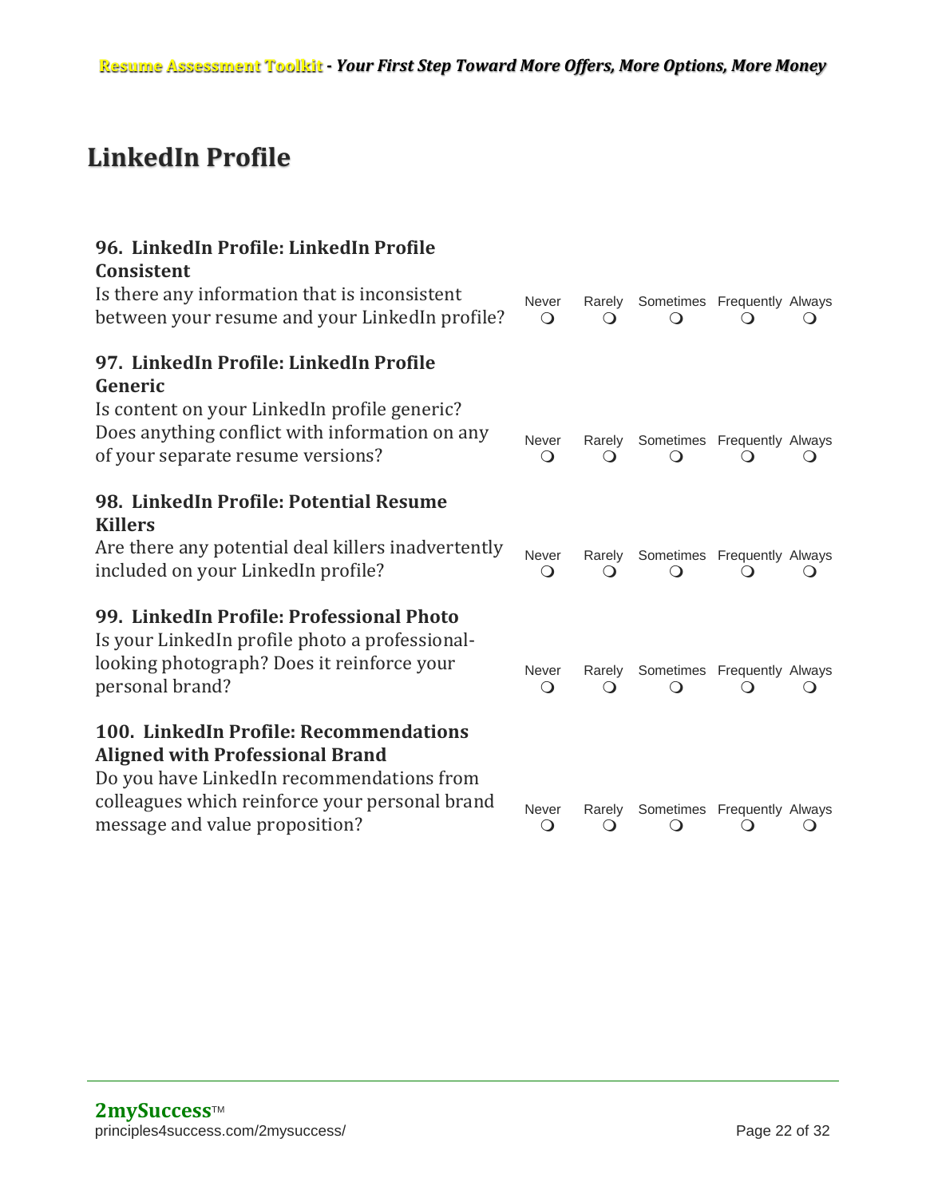## LinkedIn Profile

**96. LinkedIn Profile: LinkedIn Profile Consistent**
Is there any information that is inconsistent between your resume and your LinkedIn profile?

Never ❍ Rarely ❍ Sometimes ❍ Frequently ❍ Always ❍

**97. LinkedIn Profile: LinkedIn Profile Generic**
Is content on your LinkedIn profile generic? Does anything conflict with information on any of your separate resume versions?

Never ❍ Rarely ❍ Sometimes ❍ Frequently ❍ Always ❍

**98. LinkedIn Profile: Potential Resume Killers**
Are there any potential deal killers inadvertently included on your LinkedIn profile?

Never ❍ Rarely ❍ Sometimes ❍ Frequently ❍ Always ❍

**99. LinkedIn Profile: Professional Photo**
Is your LinkedIn profile photo a professional-looking photograph? Does it reinforce your personal brand?

Never ❍ Rarely ❍ Sometimes ❍ Frequently ❍ Always ❍

**100. LinkedIn Profile: Recommendations Aligned with Professional Brand**
Do you have LinkedIn recommendations from colleagues which reinforce your personal brand message and value proposition?

Never ❍ Rarely ❍ Sometimes ❍ Frequently ❍ Always ❍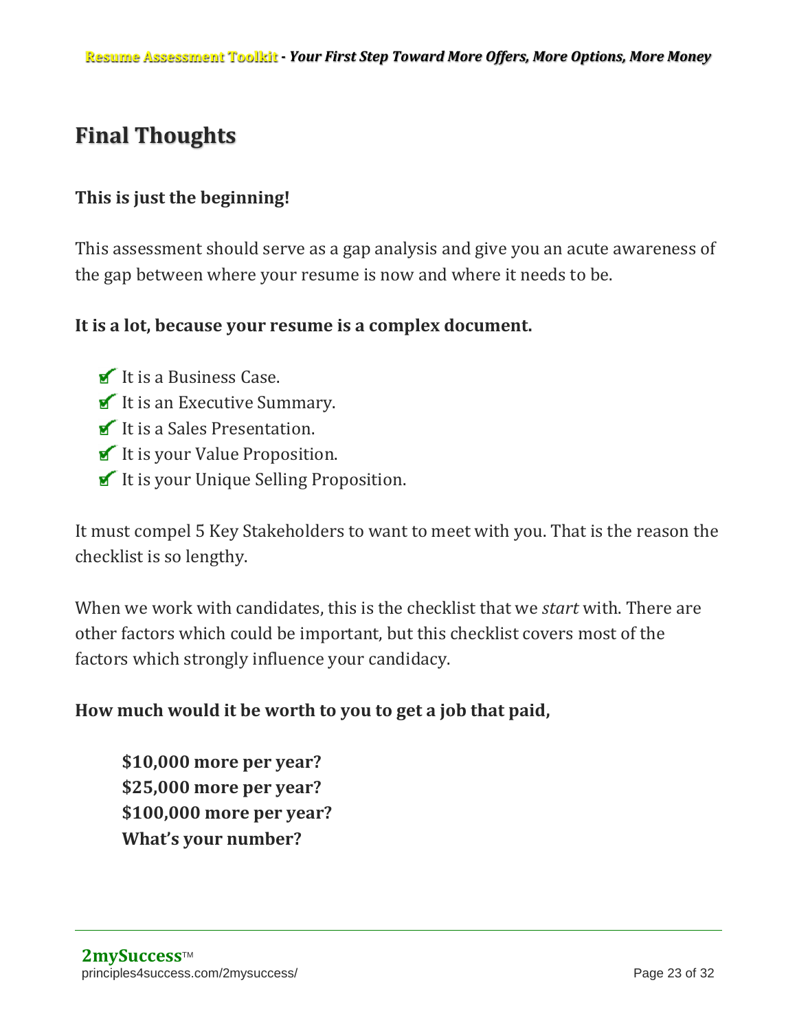## Final Thoughts

**This is just the beginning!**

This assessment should serve as a gap analysis and give you an acute awareness of the gap between where your resume is now and where it needs to be.

**It is a lot, because your resume is a complex document.**

- It is a Business Case.
- It is an Executive Summary.
- It is a Sales Presentation.
- It is your Value Proposition.
- It is your Unique Selling Proposition.

It must compel 5 Key Stakeholders to want to meet with you. That is the reason the checklist is so lengthy.

When we work with candidates, this is the checklist that we *start* with. There are other factors which could be important, but this checklist covers most of the factors which strongly influence your candidacy.

**How much would it be worth to you to get a job that paid,**

> **$10,000 more per year?**
> **$25,000 more per year?**
> **$100,000 more per year?**
> **What's your number?**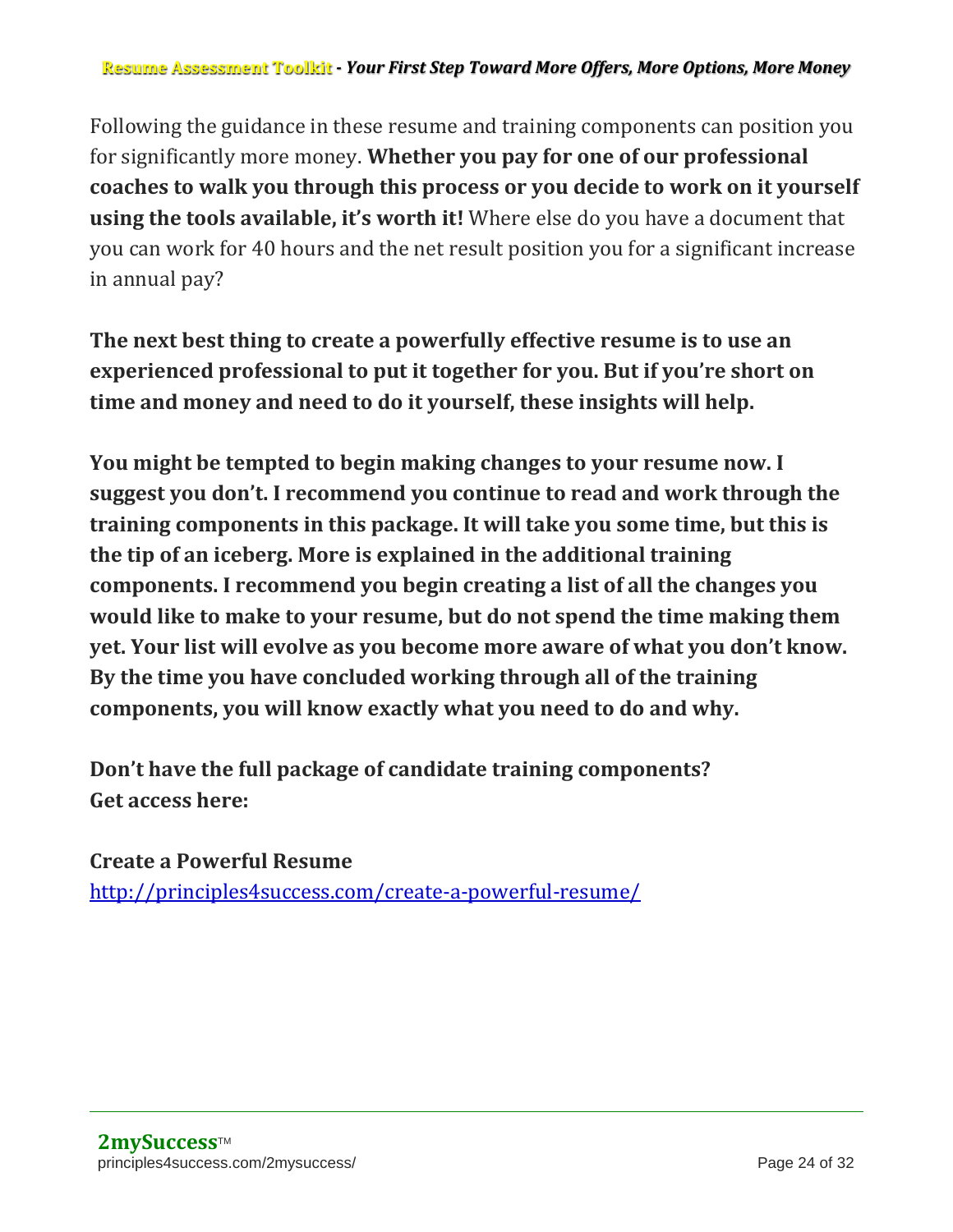Following the guidance in these resume and training components can position you for significantly more money. **Whether you pay for one of our professional coaches to walk you through this process or you decide to work on it yourself using the tools available, it's worth it!** Where else do you have a document that you can work for 40 hours and the net result position you for a significant increase in annual pay?

**The next best thing to create a powerfully effective resume is to use an experienced professional to put it together for you. But if you're short on time and money and need to do it yourself, these insights will help.**

**You might be tempted to begin making changes to your resume now. I suggest you don't. I recommend you continue to read and work through the training components in this package. It will take you some time, but this is the tip of an iceberg. More is explained in the additional training components. I recommend you begin creating a list of all the changes you would like to make to your resume, but do not spend the time making them yet. Your list will evolve as you become more aware of what you don't know. By the time you have concluded working through all of the training components, you will know exactly what you need to do and why.**

**Don't have the full package of candidate training components?**
**Get access here:**

**Create a Powerful Resume**
[http://principles4success.com/create-a-powerful-resume/](http://principles4success.com/create-a-powerful-resume/)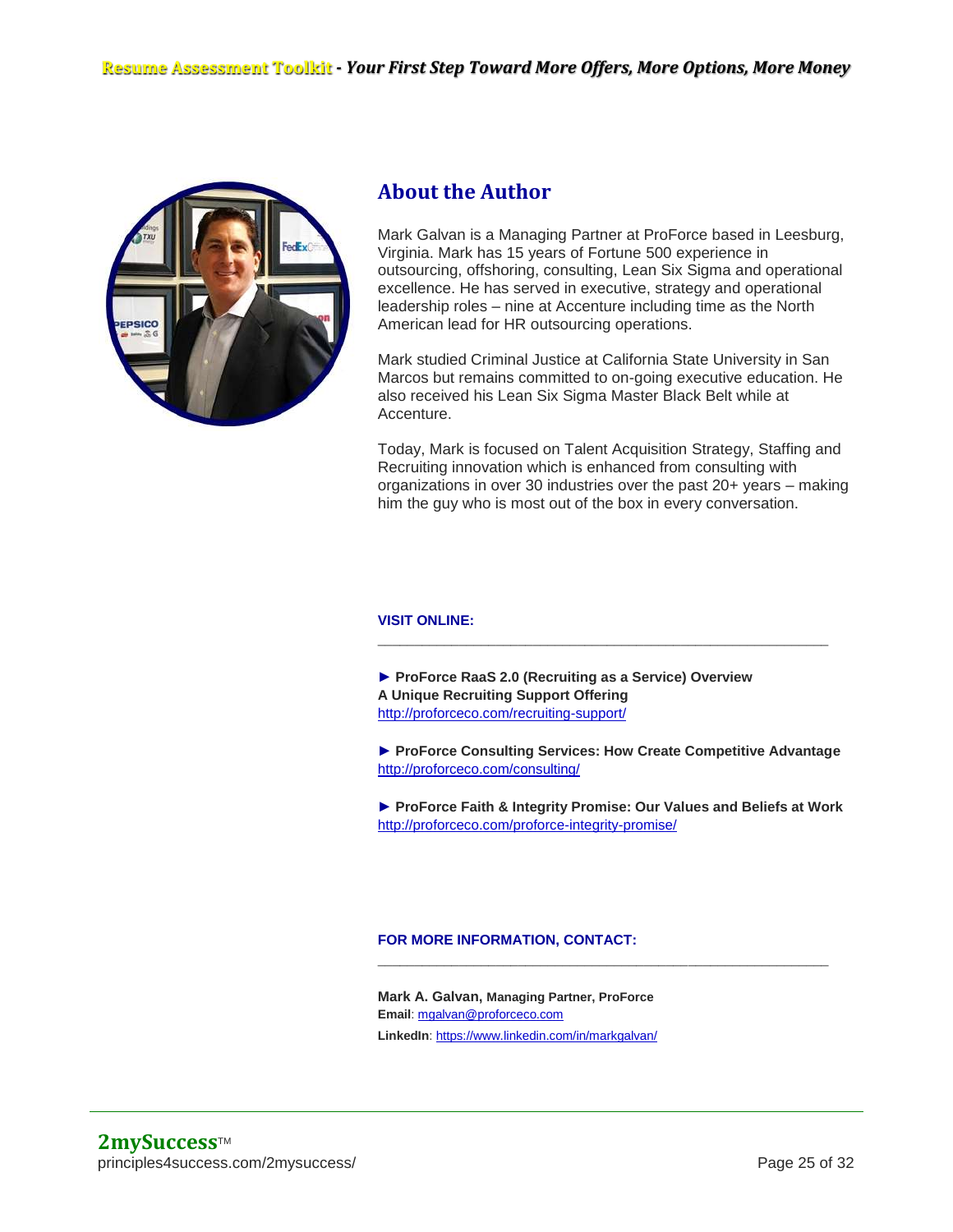## About the Author

Mark Galvan is a Managing Partner at ProForce based in Leesburg, Virginia. Mark has 15 years of Fortune 500 experience in outsourcing, offshoring, consulting, Lean Six Sigma and operational excellence. He has served in executive, strategy and operational leadership roles – nine at Accenture including time as the North American lead for HR outsourcing operations.

Mark studied Criminal Justice at California State University in San Marcos but remains committed to on-going executive education. He also received his Lean Six Sigma Master Black Belt while at Accenture.

Today, Mark is focused on Talent Acquisition Strategy, Staffing and Recruiting innovation which is enhanced from consulting with organizations in over 30 industries over the past 20+ years – making him the guy who is most out of the box in every conversation.

**VISIT ONLINE:**

---

► **ProForce RaaS 2.0 (Recruiting as a Service) Overview**
**A Unique Recruiting Support Offering**
http://proforceco.com/recruiting-support/

► **ProForce Consulting Services: How Create Competitive Advantage**
http://proforceco.com/consulting/

► **ProForce Faith & Integrity Promise: Our Values and Beliefs at Work**
http://proforceco.com/proforce-integrity-promise/

**FOR MORE INFORMATION, CONTACT:**

---

**Mark A. Galvan, Managing Partner, ProForce**
**Email**: mgalvan@proforceco.com
**LinkedIn**: https://www.linkedin.com/in/markgalvan/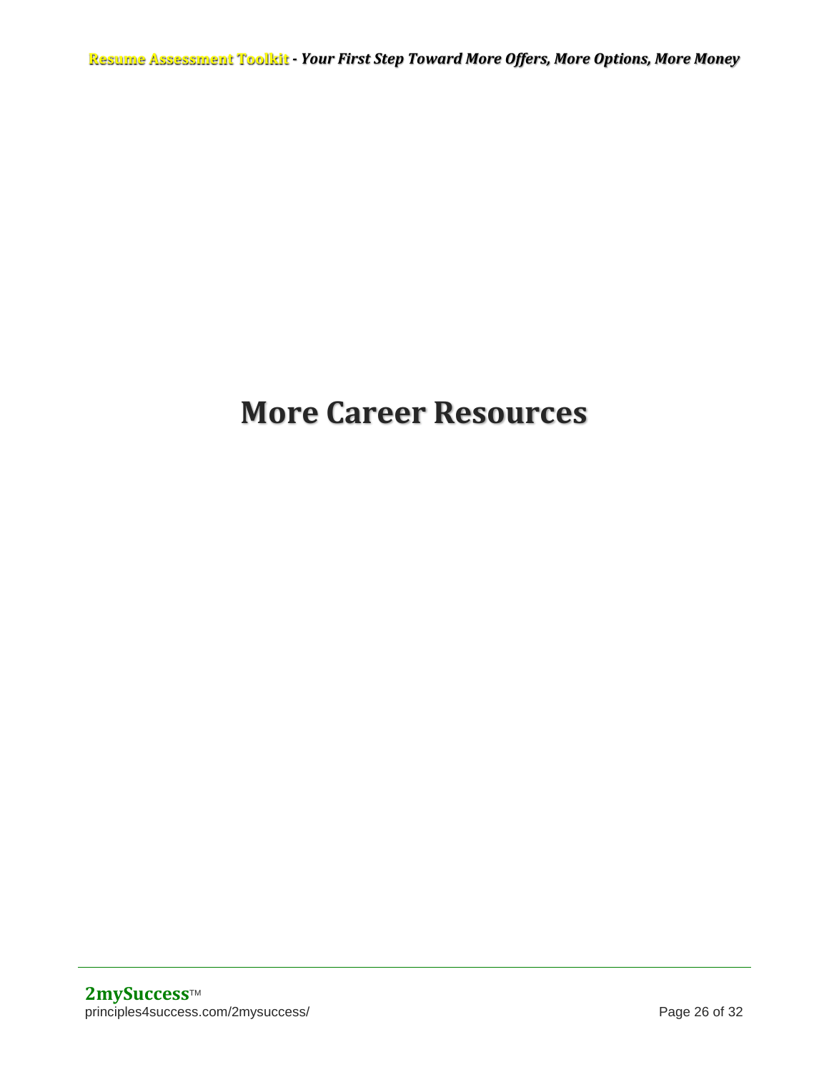# More Career Resources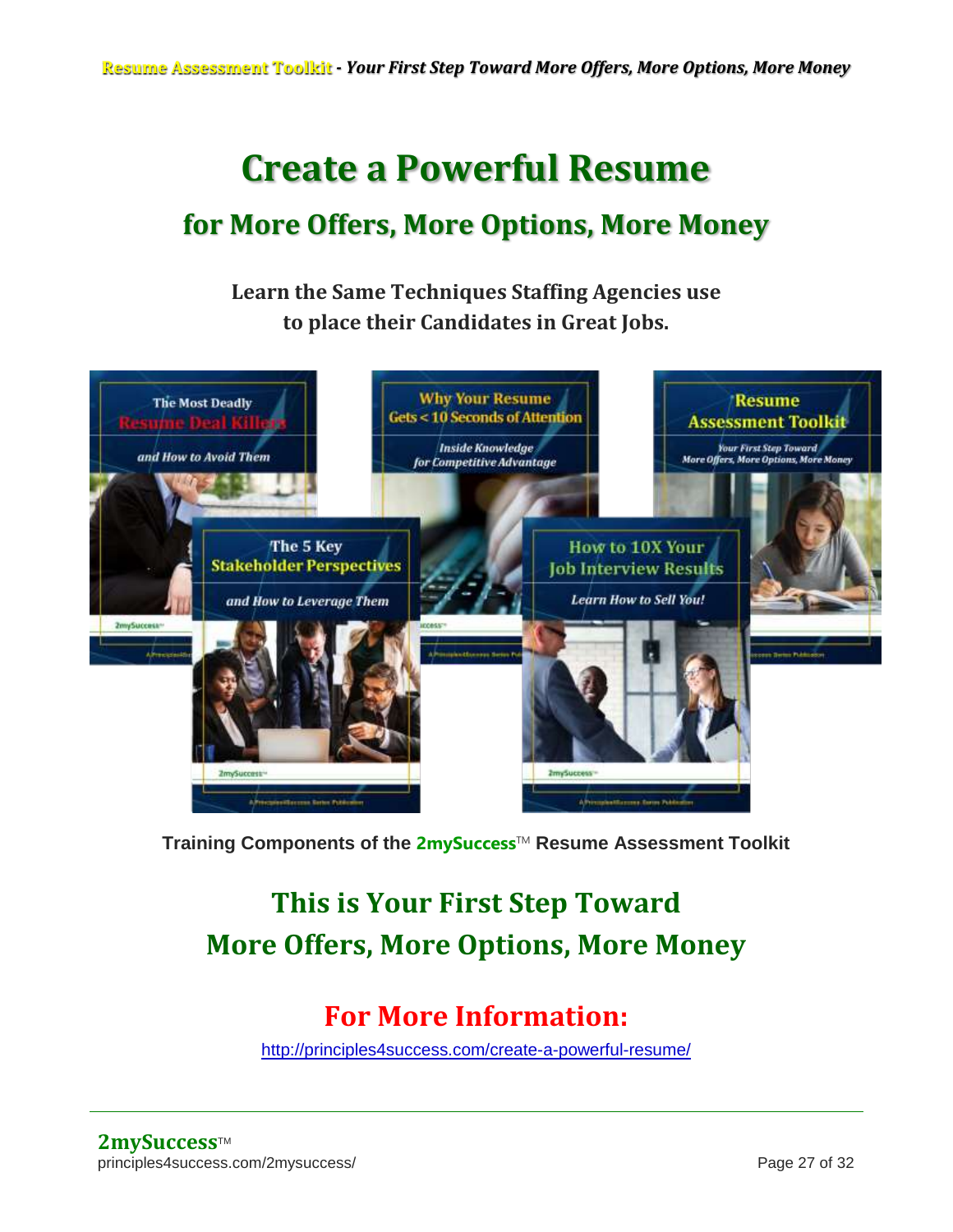# Create a Powerful Resume

## for More Offers, More Options, More Money

**Learn the Same Techniques Staffing Agencies use to place their Candidates in Great Jobs.**

**Training Components of the 2mySuccess™ Resume Assessment Toolkit**

## This is Your First Step Toward More Offers, More Options, More Money

## For More Information:

http://principles4success.com/create-a-powerful-resume/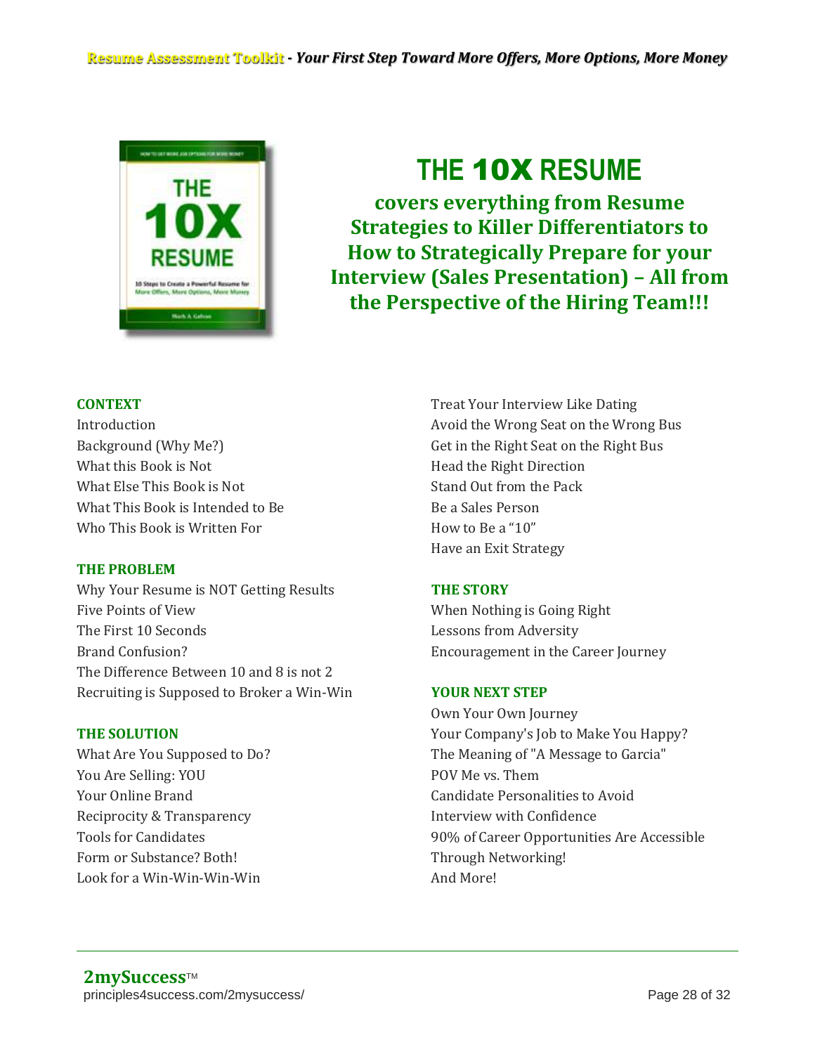# THE 10X RESUME

**covers everything from Resume Strategies to Killer Differentiators to How to Strategically Prepare for your Interview (Sales Presentation) – All from the Perspective of the Hiring Team!!!**

### CONTEXT

Introduction
Background (Why Me?)
What this Book is Not
What Else This Book is Not
What This Book is Intended to Be
Who This Book is Written For

### THE PROBLEM

Why Your Resume is NOT Getting Results
Five Points of View
The First 10 Seconds
Brand Confusion?
The Difference Between 10 and 8 is not 2
Recruiting is Supposed to Broker a Win-Win

### THE SOLUTION

What Are You Supposed to Do?
You Are Selling: YOU
Your Online Brand
Reciprocity & Transparency
Tools for Candidates
Form or Substance? Both!
Look for a Win-Win-Win-Win
Treat Your Interview Like Dating
Avoid the Wrong Seat on the Wrong Bus
Get in the Right Seat on the Right Bus
Head the Right Direction
Stand Out from the Pack
Be a Sales Person
How to Be a "10"
Have an Exit Strategy

### THE STORY

When Nothing is Going Right
Lessons from Adversity
Encouragement in the Career Journey

### YOUR NEXT STEP

Own Your Own Journey
Your Company's Job to Make You Happy?
The Meaning of "A Message to Garcia"
POV Me vs. Them
Candidate Personalities to Avoid
Interview with Confidence
90% of Career Opportunities Are Accessible Through Networking!
And More!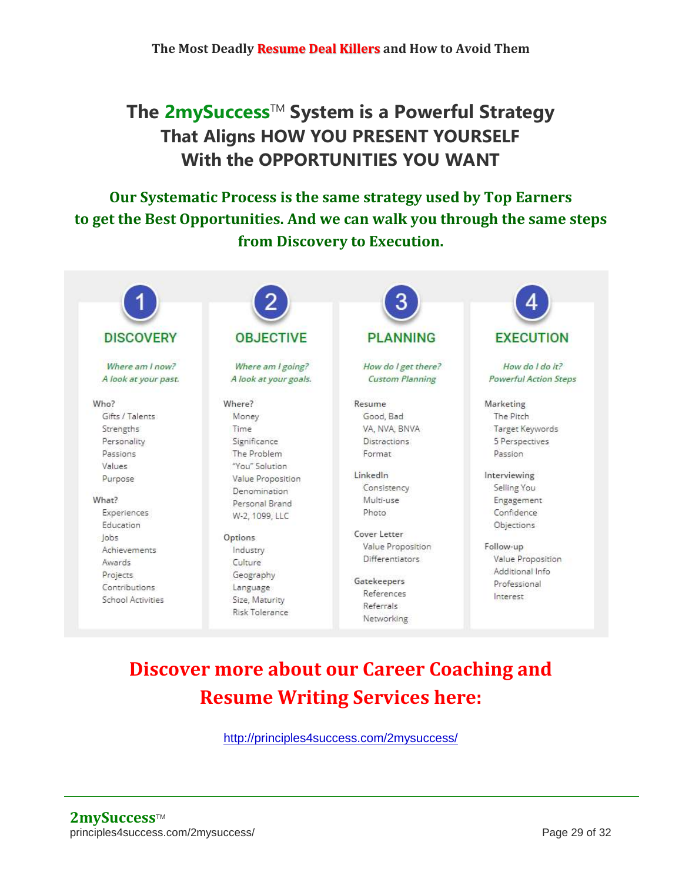# The **2mySuccess**™ System is a Powerful Strategy That Aligns HOW YOU PRESENT YOURSELF With the OPPORTUNITIES YOU WANT

**Our Systematic Process is the same strategy used by Top Earners to get the Best Opportunities. And we can walk you through the same steps from Discovery to Execution.**

## 1 DISCOVERY

*Where am I now?*
*A look at your past.*

Who?
- Gifts / Talents
- Strengths
- Personality
- Passions
- Values
- Purpose

What?
- Experiences
- Education
- Jobs
- Achievements
- Awards
- Projects
- Contributions
- School Activities

## 2 OBJECTIVE

*Where am I going?*
*A look at your goals.*

Where?
- Money
- Time
- Significance
- The Problem
- "You" Solution
- Value Proposition
- Denomination
- Personal Brand
- W-2, 1099, LLC

Options
- Industry
- Culture
- Geography
- Language
- Size, Maturity
- Risk Tolerance

## 3 PLANNING

*How do I get there?*
*Custom Planning*

Resume
- Good, Bad
- VA, NVA, BNVA
- Distractions
- Format

LinkedIn
- Consistency
- Multi-use
- Photo

Cover Letter
- Value Proposition
- Differentiators

Gatekeepers
- References
- Referrals
- Networking

## 4 EXECUTION

*How do I do it?*
*Powerful Action Steps*

Marketing
- The Pitch
- Target Keywords
- 5 Perspectives
- Passion

Interviewing
- Selling You
- Engagement
- Confidence
- Objections

Follow-up
- Value Proposition
- Additional Info
- Professional
- Interest

## Discover more about our Career Coaching and Resume Writing Services here:

http://principles4success.com/2mysuccess/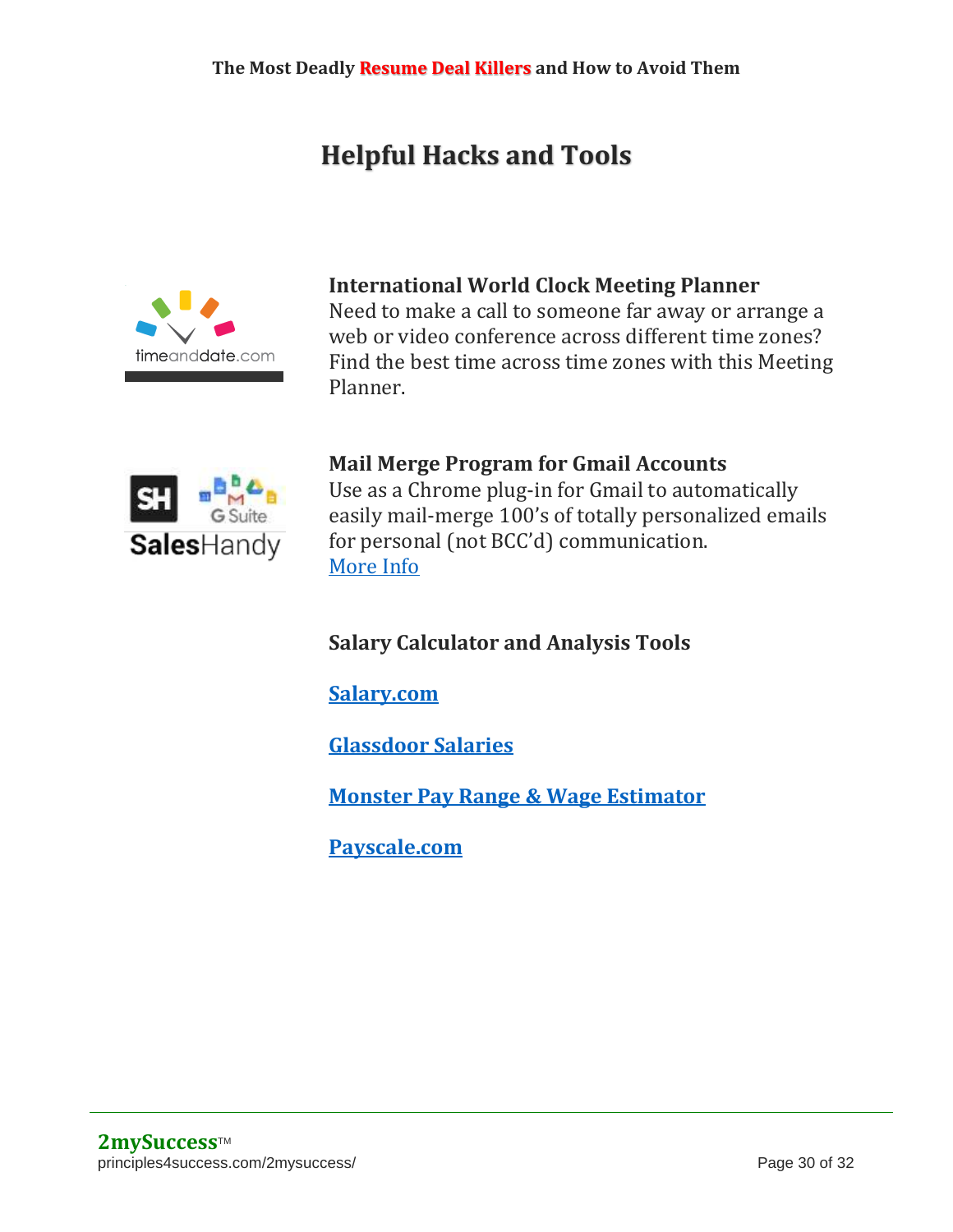# Helpful Hacks and Tools

**International World Clock Meeting Planner**
Need to make a call to someone far away or arrange a web or video conference across different time zones? Find the best time across time zones with this Meeting Planner.

**Mail Merge Program for Gmail Accounts**
Use as a Chrome plug-in for Gmail to automatically easily mail-merge 100's of totally personalized emails for personal (not BCC'd) communication.
More Info

**Salary Calculator and Analysis Tools**

**Salary.com**

**Glassdoor Salaries**

**Monster Pay Range & Wage Estimator**

**Payscale.com**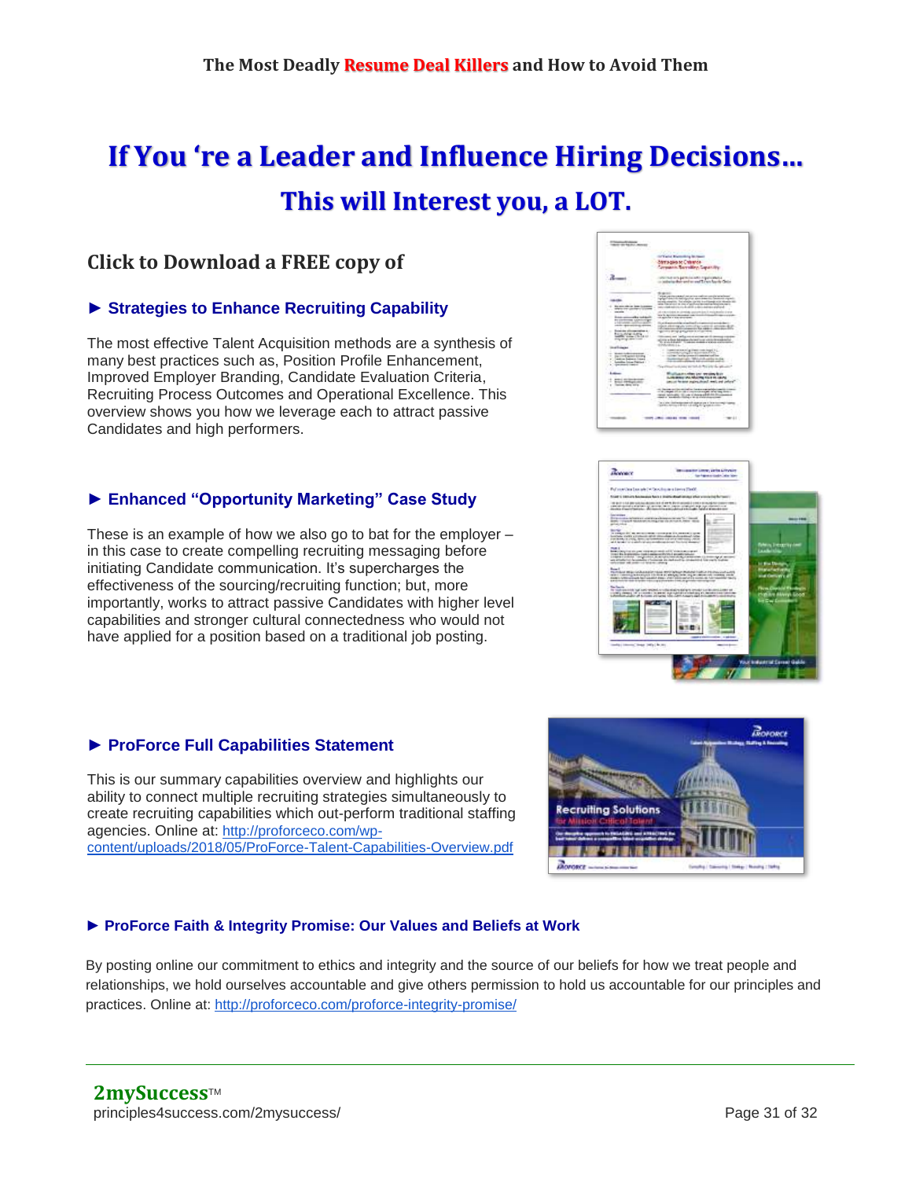# If You ‘re a Leader and Influence Hiring Decisions…

## This will Interest you, a LOT.

### Click to Download a FREE copy of

**► Strategies to Enhance Recruiting Capability**

The most effective Talent Acquisition methods are a synthesis of many best practices such as, Position Profile Enhancement, Improved Employer Branding, Candidate Evaluation Criteria, Recruiting Process Outcomes and Operational Excellence. This overview shows you how we leverage each to attract passive Candidates and high performers.

**► Enhanced “Opportunity Marketing” Case Study**

These is an example of how we also go to bat for the employer – in this case to create compelling recruiting messaging before initiating Candidate communication. It’s supercharges the effectiveness of the sourcing/recruiting function; but, more importantly, works to attract passive Candidates with higher level capabilities and stronger cultural connectedness who would not have applied for a position based on a traditional job posting.

**► ProForce Full Capabilities Statement**

This is our summary capabilities overview and highlights our ability to connect multiple recruiting strategies simultaneously to create recruiting capabilities which out-perform traditional staffing agencies. Online at: http://proforceco.com/wp-content/uploads/2018/05/ProForce-Talent-Capabilities-Overview.pdf

**► ProForce Faith & Integrity Promise: Our Values and Beliefs at Work**

By posting online our commitment to ethics and integrity and the source of our beliefs for how we treat people and relationships, we hold ourselves accountable and give others permission to hold us accountable for our principles and practices. Online at: http://proforceco.com/proforce-integrity-promise/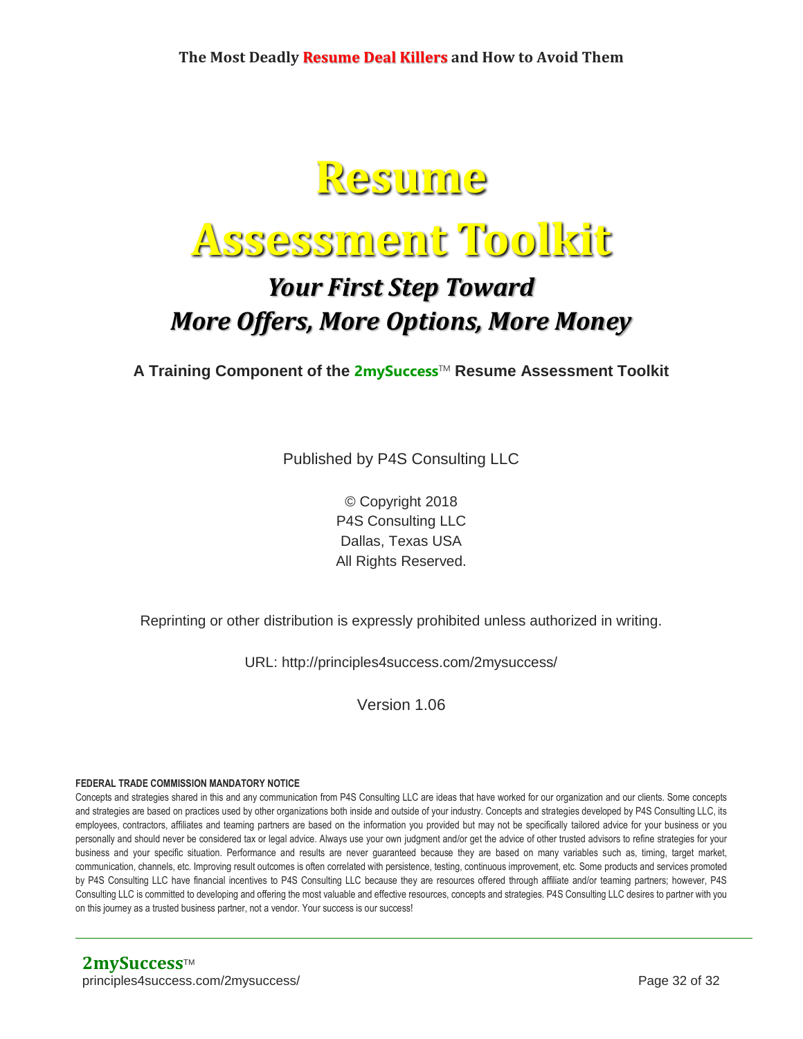# Resume Assessment Toolkit

## *Your First Step Toward More Offers, More Options, More Money*

**A Training Component of the 2mySuccess™ Resume Assessment Toolkit**

Published by P4S Consulting LLC

© Copyright 2018
P4S Consulting LLC
Dallas, Texas USA
All Rights Reserved.

Reprinting or other distribution is expressly prohibited unless authorized in writing.

URL: http://principles4success.com/2mysuccess/

Version 1.06

**FEDERAL TRADE COMMISSION MANDATORY NOTICE**

Concepts and strategies shared in this and any communication from P4S Consulting LLC are ideas that have worked for our organization and our clients. Some concepts and strategies are based on practices used by other organizations both inside and outside of your industry. Concepts and strategies developed by P4S Consulting LLC, its employees, contractors, affiliates and teaming partners are based on the information you provided but may not be specifically tailored advice for your business or you personally and should never be considered tax or legal advice. Always use your own judgment and/or get the advice of other trusted advisors to refine strategies for your business and your specific situation. Performance and results are never guaranteed because they are based on many variables such as, timing, target market, communication, channels, etc. Improving result outcomes is often correlated with persistence, testing, continuous improvement, etc. Some products and services promoted by P4S Consulting LLC have financial incentives to P4S Consulting LLC because they are resources offered through affiliate and/or teaming partners; however, P4S Consulting LLC is committed to developing and offering the most valuable and effective resources, concepts and strategies. P4S Consulting LLC desires to partner with you on this journey as a trusted business partner, not a vendor. Your success is our success!